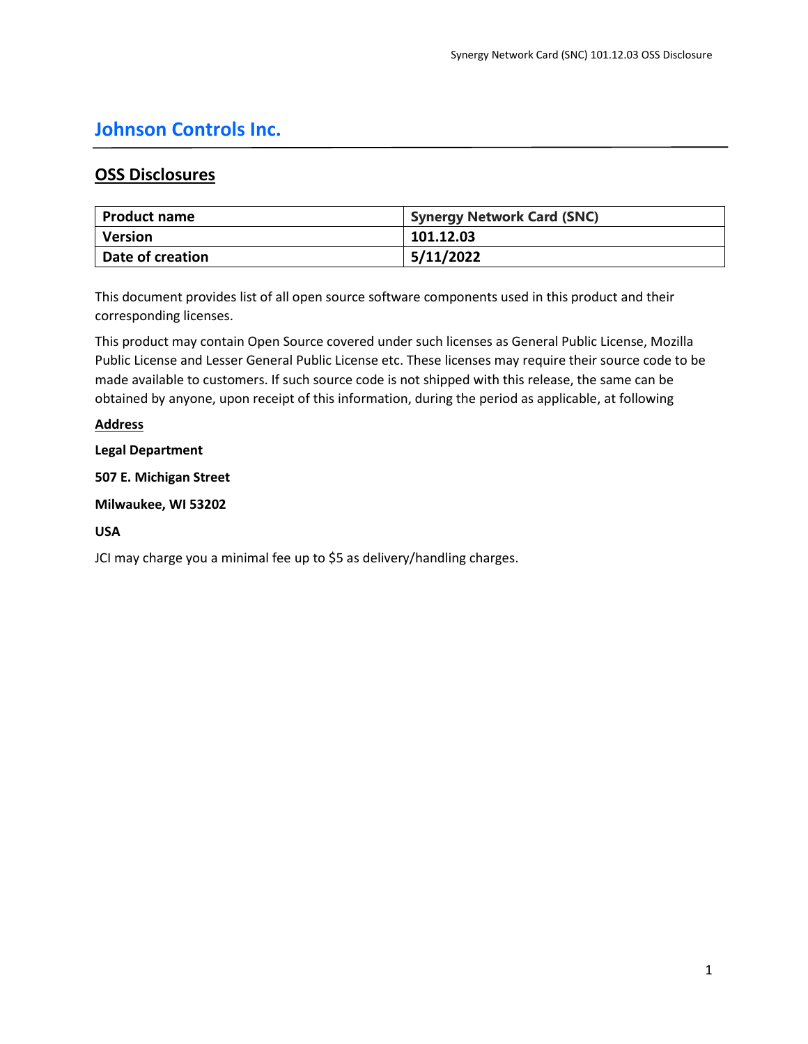# Johnson Controls Inc.

## OSS Disclosures

| | |
|---|---|
| **Product name** | **Synergy Network Card (SNC)** |
| **Version** | **101.12.03** |
| **Date of creation** | **5/11/2022** |

This document provides list of all open source software components used in this product and their corresponding licenses.

This product may contain Open Source covered under such licenses as General Public License, Mozilla Public License and Lesser General Public License etc. These licenses may require their source code to be made available to customers. If such source code is not shipped with this release, the same can be obtained by anyone, upon receipt of this information, during the period as applicable, at following

**Address**

**Legal Department**

**507 E. Michigan Street**

**Milwaukee, WI 53202**

**USA**

JCI may charge you a minimal fee up to $5 as delivery/handling charges.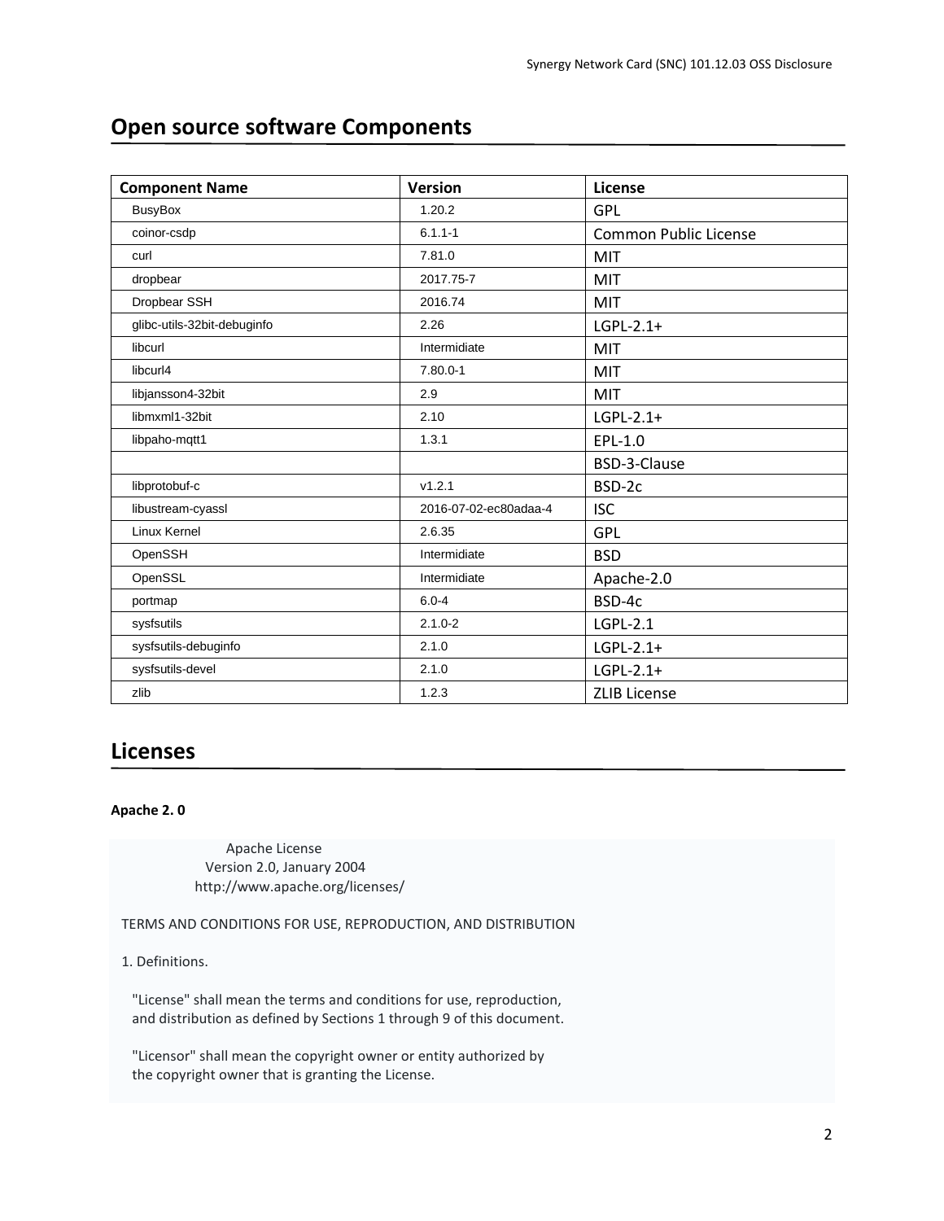# Open source software Components

| Component Name | Version | License |
| --- | --- | --- |
| BusyBox | 1.20.2 | GPL |
| coinor-csdp | 6.1.1-1 | Common Public License |
| curl | 7.81.0 | MIT |
| dropbear | 2017.75-7 | MIT |
| Dropbear SSH | 2016.74 | MIT |
| glibc-utils-32bit-debuginfo | 2.26 | LGPL-2.1+ |
| libcurl | Intermidiate | MIT |
| libcurl4 | 7.80.0-1 | MIT |
| libjansson4-32bit | 2.9 | MIT |
| libmxml1-32bit | 2.10 | LGPL-2.1+ |
| libpaho-mqtt1 | 1.3.1 | EPL-1.0 |
| | | BSD-3-Clause |
| libprotobuf-c | v1.2.1 | BSD-2c |
| libustream-cyassl | 2016-07-02-ec80adaa-4 | ISC |
| Linux Kernel | 2.6.35 | GPL |
| OpenSSH | Intermidiate | BSD |
| OpenSSL | Intermidiate | Apache-2.0 |
| portmap | 6.0-4 | BSD-4c |
| sysfsutils | 2.1.0-2 | LGPL-2.1 |
| sysfsutils-debuginfo | 2.1.0 | LGPL-2.1+ |
| sysfsutils-devel | 2.1.0 | LGPL-2.1+ |
| zlib | 1.2.3 | ZLIB License |

# Licenses

**Apache 2. 0**

```
                    Apache License
              Version 2.0, January 2004
           http://www.apache.org/licenses/

TERMS AND CONDITIONS FOR USE, REPRODUCTION, AND DISTRIBUTION

1. Definitions.

   "License" shall mean the terms and conditions for use, reproduction,
   and distribution as defined by Sections 1 through 9 of this document.

   "Licensor" shall mean the copyright owner or entity authorized by
   the copyright owner that is granting the License.
```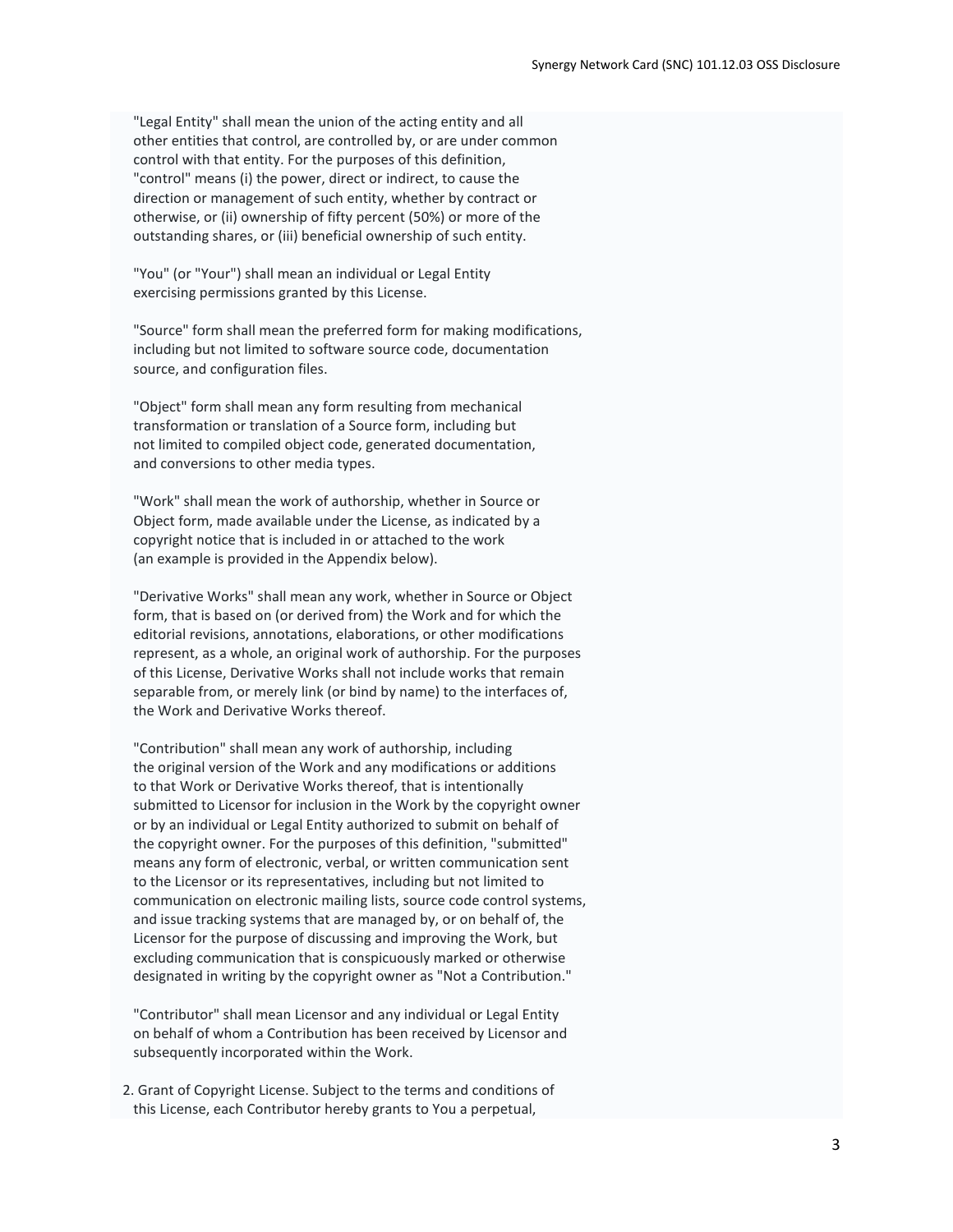"Legal Entity" shall mean the union of the acting entity and all other entities that control, are controlled by, or are under common control with that entity. For the purposes of this definition, "control" means (i) the power, direct or indirect, to cause the direction or management of such entity, whether by contract or otherwise, or (ii) ownership of fifty percent (50%) or more of the outstanding shares, or (iii) beneficial ownership of such entity.

"You" (or "Your") shall mean an individual or Legal Entity exercising permissions granted by this License.

"Source" form shall mean the preferred form for making modifications, including but not limited to software source code, documentation source, and configuration files.

"Object" form shall mean any form resulting from mechanical transformation or translation of a Source form, including but not limited to compiled object code, generated documentation, and conversions to other media types.

"Work" shall mean the work of authorship, whether in Source or Object form, made available under the License, as indicated by a copyright notice that is included in or attached to the work (an example is provided in the Appendix below).

"Derivative Works" shall mean any work, whether in Source or Object form, that is based on (or derived from) the Work and for which the editorial revisions, annotations, elaborations, or other modifications represent, as a whole, an original work of authorship. For the purposes of this License, Derivative Works shall not include works that remain separable from, or merely link (or bind by name) to the interfaces of, the Work and Derivative Works thereof.

"Contribution" shall mean any work of authorship, including the original version of the Work and any modifications or additions to that Work or Derivative Works thereof, that is intentionally submitted to Licensor for inclusion in the Work by the copyright owner or by an individual or Legal Entity authorized to submit on behalf of the copyright owner. For the purposes of this definition, "submitted" means any form of electronic, verbal, or written communication sent to the Licensor or its representatives, including but not limited to communication on electronic mailing lists, source code control systems, and issue tracking systems that are managed by, or on behalf of, the Licensor for the purpose of discussing and improving the Work, but excluding communication that is conspicuously marked or otherwise designated in writing by the copyright owner as "Not a Contribution."

"Contributor" shall mean Licensor and any individual or Legal Entity on behalf of whom a Contribution has been received by Licensor and subsequently incorporated within the Work.

2. Grant of Copyright License. Subject to the terms and conditions of this License, each Contributor hereby grants to You a perpetual,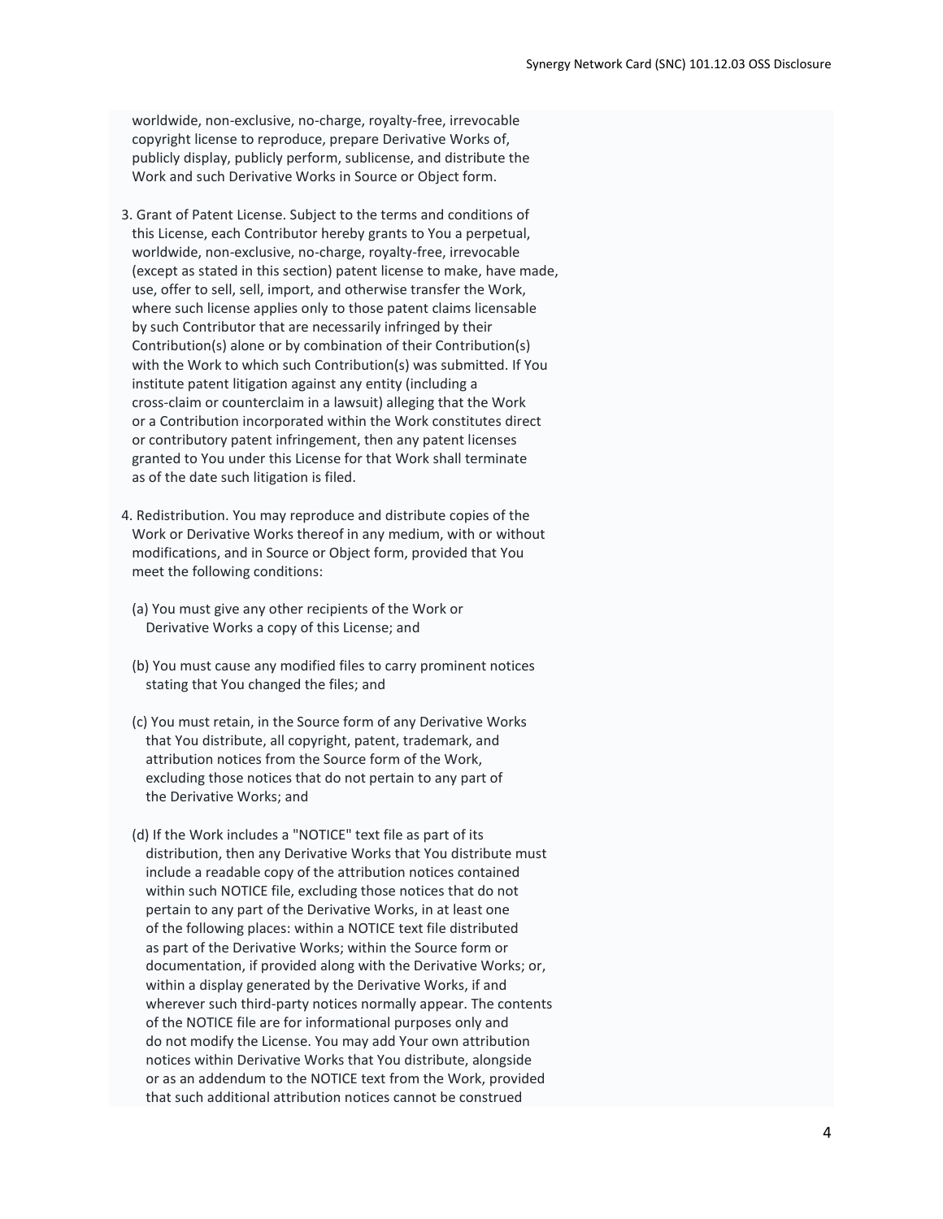worldwide, non-exclusive, no-charge, royalty-free, irrevocable copyright license to reproduce, prepare Derivative Works of, publicly display, publicly perform, sublicense, and distribute the Work and such Derivative Works in Source or Object form.

3. Grant of Patent License. Subject to the terms and conditions of this License, each Contributor hereby grants to You a perpetual, worldwide, non-exclusive, no-charge, royalty-free, irrevocable (except as stated in this section) patent license to make, have made, use, offer to sell, sell, import, and otherwise transfer the Work, where such license applies only to those patent claims licensable by such Contributor that are necessarily infringed by their Contribution(s) alone or by combination of their Contribution(s) with the Work to which such Contribution(s) was submitted. If You institute patent litigation against any entity (including a cross-claim or counterclaim in a lawsuit) alleging that the Work or a Contribution incorporated within the Work constitutes direct or contributory patent infringement, then any patent licenses granted to You under this License for that Work shall terminate as of the date such litigation is filed.

4. Redistribution. You may reproduce and distribute copies of the Work or Derivative Works thereof in any medium, with or without modifications, and in Source or Object form, provided that You meet the following conditions:

   (a) You must give any other recipients of the Work or Derivative Works a copy of this License; and

   (b) You must cause any modified files to carry prominent notices stating that You changed the files; and

   (c) You must retain, in the Source form of any Derivative Works that You distribute, all copyright, patent, trademark, and attribution notices from the Source form of the Work, excluding those notices that do not pertain to any part of the Derivative Works; and

   (d) If the Work includes a "NOTICE" text file as part of its distribution, then any Derivative Works that You distribute must include a readable copy of the attribution notices contained within such NOTICE file, excluding those notices that do not pertain to any part of the Derivative Works, in at least one of the following places: within a NOTICE text file distributed as part of the Derivative Works; within the Source form or documentation, if provided along with the Derivative Works; or, within a display generated by the Derivative Works, if and wherever such third-party notices normally appear. The contents of the NOTICE file are for informational purposes only and do not modify the License. You may add Your own attribution notices within Derivative Works that You distribute, alongside or as an addendum to the NOTICE text from the Work, provided that such additional attribution notices cannot be construed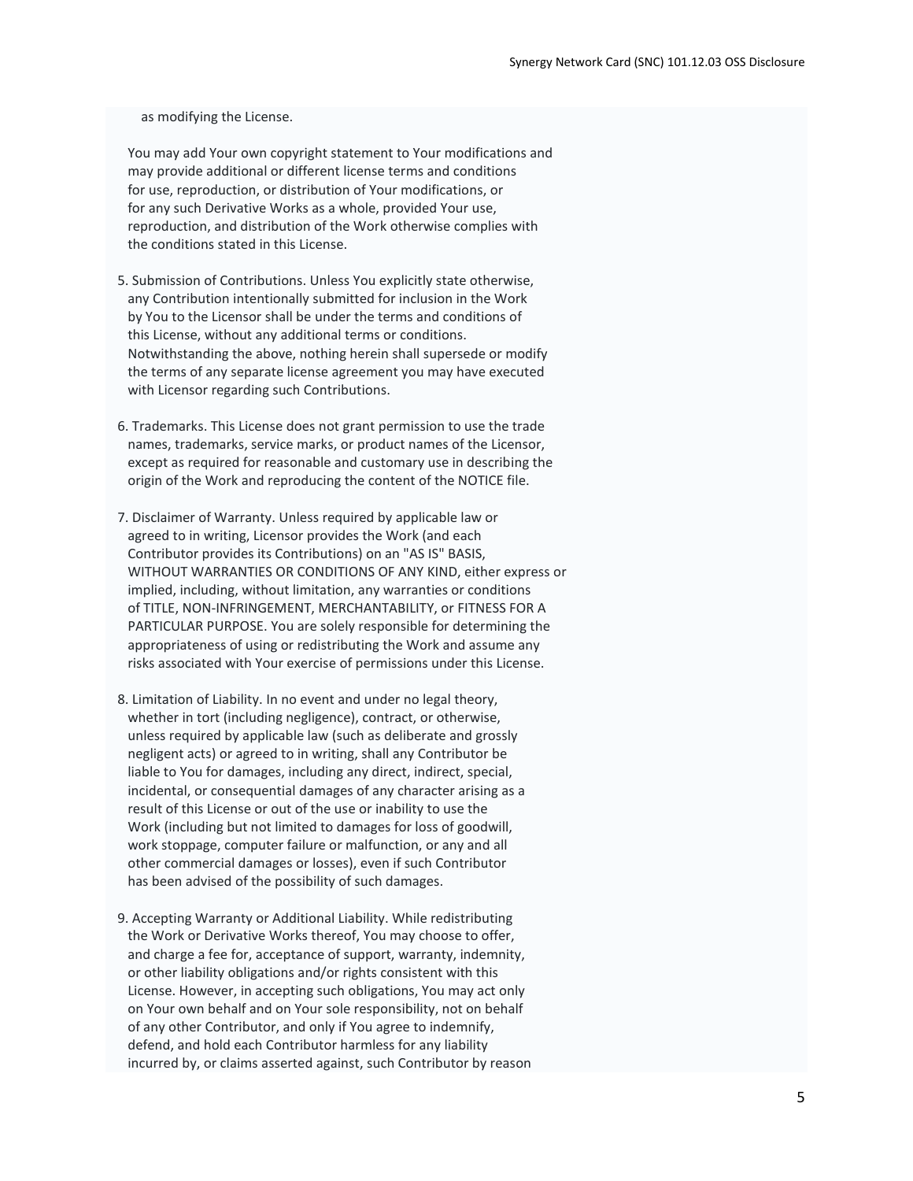as modifying the License.

You may add Your own copyright statement to Your modifications and may provide additional or different license terms and conditions for use, reproduction, or distribution of Your modifications, or for any such Derivative Works as a whole, provided Your use, reproduction, and distribution of the Work otherwise complies with the conditions stated in this License.

5. Submission of Contributions. Unless You explicitly state otherwise, any Contribution intentionally submitted for inclusion in the Work by You to the Licensor shall be under the terms and conditions of this License, without any additional terms or conditions. Notwithstanding the above, nothing herein shall supersede or modify the terms of any separate license agreement you may have executed with Licensor regarding such Contributions.

6. Trademarks. This License does not grant permission to use the trade names, trademarks, service marks, or product names of the Licensor, except as required for reasonable and customary use in describing the origin of the Work and reproducing the content of the NOTICE file.

7. Disclaimer of Warranty. Unless required by applicable law or agreed to in writing, Licensor provides the Work (and each Contributor provides its Contributions) on an "AS IS" BASIS, WITHOUT WARRANTIES OR CONDITIONS OF ANY KIND, either express or implied, including, without limitation, any warranties or conditions of TITLE, NON-INFRINGEMENT, MERCHANTABILITY, or FITNESS FOR A PARTICULAR PURPOSE. You are solely responsible for determining the appropriateness of using or redistributing the Work and assume any risks associated with Your exercise of permissions under this License.

8. Limitation of Liability. In no event and under no legal theory, whether in tort (including negligence), contract, or otherwise, unless required by applicable law (such as deliberate and grossly negligent acts) or agreed to in writing, shall any Contributor be liable to You for damages, including any direct, indirect, special, incidental, or consequential damages of any character arising as a result of this License or out of the use or inability to use the Work (including but not limited to damages for loss of goodwill, work stoppage, computer failure or malfunction, or any and all other commercial damages or losses), even if such Contributor has been advised of the possibility of such damages.

9. Accepting Warranty or Additional Liability. While redistributing the Work or Derivative Works thereof, You may choose to offer, and charge a fee for, acceptance of support, warranty, indemnity, or other liability obligations and/or rights consistent with this License. However, in accepting such obligations, You may act only on Your own behalf and on Your sole responsibility, not on behalf of any other Contributor, and only if You agree to indemnify, defend, and hold each Contributor harmless for any liability incurred by, or claims asserted against, such Contributor by reason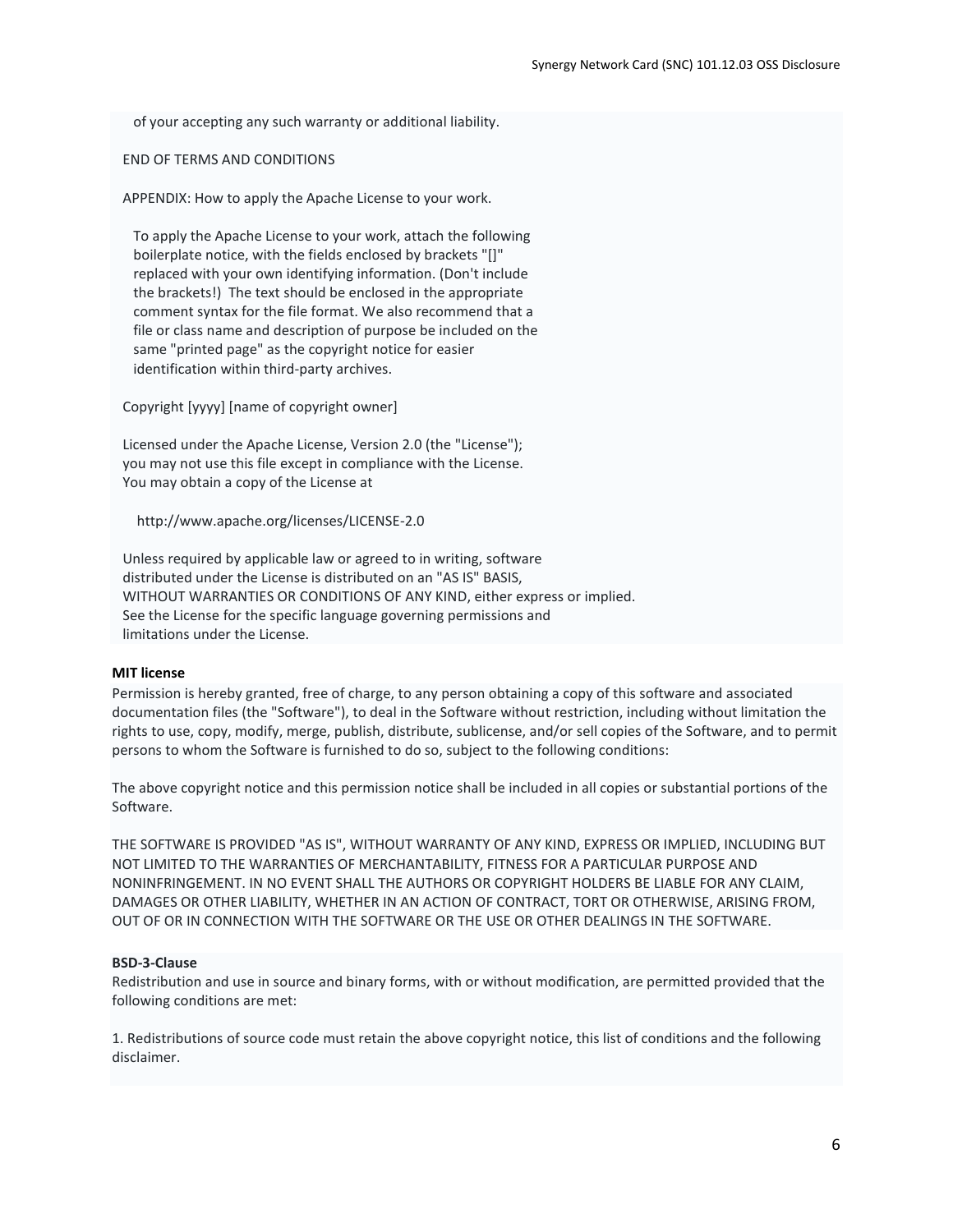of your accepting any such warranty or additional liability.

END OF TERMS AND CONDITIONS

APPENDIX: How to apply the Apache License to your work.

To apply the Apache License to your work, attach the following
boilerplate notice, with the fields enclosed by brackets "[]"
replaced with your own identifying information. (Don't include
the brackets!) The text should be enclosed in the appropriate
comment syntax for the file format. We also recommend that a
file or class name and description of purpose be included on the
same "printed page" as the copyright notice for easier
identification within third-party archives.

Copyright [yyyy] [name of copyright owner]

Licensed under the Apache License, Version 2.0 (the "License");
you may not use this file except in compliance with the License.
You may obtain a copy of the License at

http://www.apache.org/licenses/LICENSE-2.0

Unless required by applicable law or agreed to in writing, software
distributed under the License is distributed on an "AS IS" BASIS,
WITHOUT WARRANTIES OR CONDITIONS OF ANY KIND, either express or implied.
See the License for the specific language governing permissions and
limitations under the License.

**MIT license**

Permission is hereby granted, free of charge, to any person obtaining a copy of this software and associated documentation files (the "Software"), to deal in the Software without restriction, including without limitation the rights to use, copy, modify, merge, publish, distribute, sublicense, and/or sell copies of the Software, and to permit persons to whom the Software is furnished to do so, subject to the following conditions:

The above copyright notice and this permission notice shall be included in all copies or substantial portions of the Software.

THE SOFTWARE IS PROVIDED "AS IS", WITHOUT WARRANTY OF ANY KIND, EXPRESS OR IMPLIED, INCLUDING BUT NOT LIMITED TO THE WARRANTIES OF MERCHANTABILITY, FITNESS FOR A PARTICULAR PURPOSE AND NONINFRINGEMENT. IN NO EVENT SHALL THE AUTHORS OR COPYRIGHT HOLDERS BE LIABLE FOR ANY CLAIM, DAMAGES OR OTHER LIABILITY, WHETHER IN AN ACTION OF CONTRACT, TORT OR OTHERWISE, ARISING FROM, OUT OF OR IN CONNECTION WITH THE SOFTWARE OR THE USE OR OTHER DEALINGS IN THE SOFTWARE.

**BSD-3-Clause**

Redistribution and use in source and binary forms, with or without modification, are permitted provided that the following conditions are met:

1. Redistributions of source code must retain the above copyright notice, this list of conditions and the following disclaimer.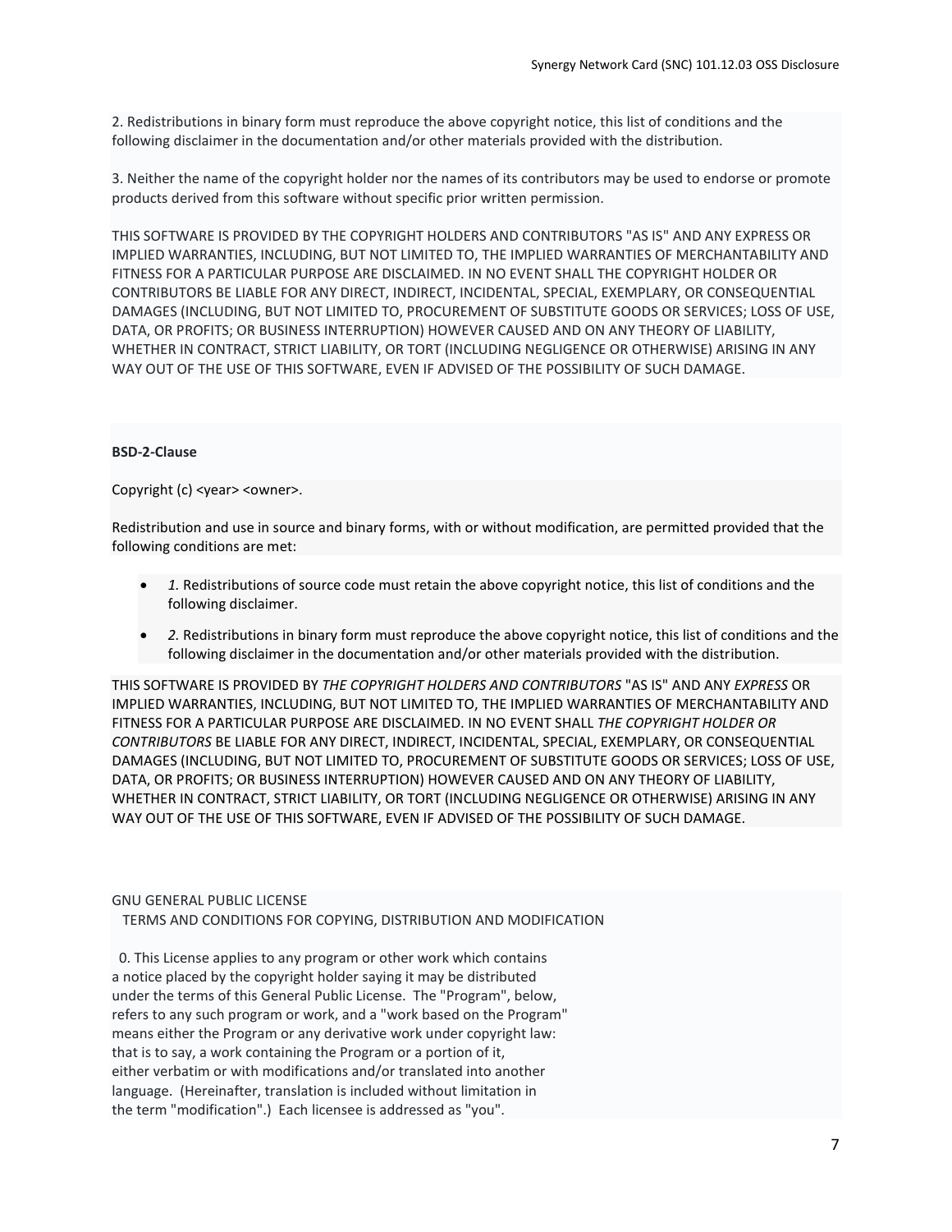2. Redistributions in binary form must reproduce the above copyright notice, this list of conditions and the following disclaimer in the documentation and/or other materials provided with the distribution.

3. Neither the name of the copyright holder nor the names of its contributors may be used to endorse or promote products derived from this software without specific prior written permission.

THIS SOFTWARE IS PROVIDED BY THE COPYRIGHT HOLDERS AND CONTRIBUTORS "AS IS" AND ANY EXPRESS OR IMPLIED WARRANTIES, INCLUDING, BUT NOT LIMITED TO, THE IMPLIED WARRANTIES OF MERCHANTABILITY AND FITNESS FOR A PARTICULAR PURPOSE ARE DISCLAIMED. IN NO EVENT SHALL THE COPYRIGHT HOLDER OR CONTRIBUTORS BE LIABLE FOR ANY DIRECT, INDIRECT, INCIDENTAL, SPECIAL, EXEMPLARY, OR CONSEQUENTIAL DAMAGES (INCLUDING, BUT NOT LIMITED TO, PROCUREMENT OF SUBSTITUTE GOODS OR SERVICES; LOSS OF USE, DATA, OR PROFITS; OR BUSINESS INTERRUPTION) HOWEVER CAUSED AND ON ANY THEORY OF LIABILITY, WHETHER IN CONTRACT, STRICT LIABILITY, OR TORT (INCLUDING NEGLIGENCE OR OTHERWISE) ARISING IN ANY WAY OUT OF THE USE OF THIS SOFTWARE, EVEN IF ADVISED OF THE POSSIBILITY OF SUCH DAMAGE.

**BSD-2-Clause**

Copyright (c) <year> <owner>.

Redistribution and use in source and binary forms, with or without modification, are permitted provided that the following conditions are met:

- *1.* Redistributions of source code must retain the above copyright notice, this list of conditions and the following disclaimer.
- *2.* Redistributions in binary form must reproduce the above copyright notice, this list of conditions and the following disclaimer in the documentation and/or other materials provided with the distribution.

THIS SOFTWARE IS PROVIDED BY *THE COPYRIGHT HOLDERS AND CONTRIBUTORS* "AS IS" AND ANY *EXPRESS* OR IMPLIED WARRANTIES, INCLUDING, BUT NOT LIMITED TO, THE IMPLIED WARRANTIES OF MERCHANTABILITY AND FITNESS FOR A PARTICULAR PURPOSE ARE DISCLAIMED. IN NO EVENT SHALL *THE COPYRIGHT HOLDER OR CONTRIBUTORS* BE LIABLE FOR ANY DIRECT, INDIRECT, INCIDENTAL, SPECIAL, EXEMPLARY, OR CONSEQUENTIAL DAMAGES (INCLUDING, BUT NOT LIMITED TO, PROCUREMENT OF SUBSTITUTE GOODS OR SERVICES; LOSS OF USE, DATA, OR PROFITS; OR BUSINESS INTERRUPTION) HOWEVER CAUSED AND ON ANY THEORY OF LIABILITY, WHETHER IN CONTRACT, STRICT LIABILITY, OR TORT (INCLUDING NEGLIGENCE OR OTHERWISE) ARISING IN ANY WAY OUT OF THE USE OF THIS SOFTWARE, EVEN IF ADVISED OF THE POSSIBILITY OF SUCH DAMAGE.

GNU GENERAL PUBLIC LICENSE
TERMS AND CONDITIONS FOR COPYING, DISTRIBUTION AND MODIFICATION

0. This License applies to any program or other work which contains a notice placed by the copyright holder saying it may be distributed under the terms of this General Public License. The "Program", below, refers to any such program or work, and a "work based on the Program" means either the Program or any derivative work under copyright law: that is to say, a work containing the Program or a portion of it, either verbatim or with modifications and/or translated into another language. (Hereinafter, translation is included without limitation in the term "modification".) Each licensee is addressed as "you".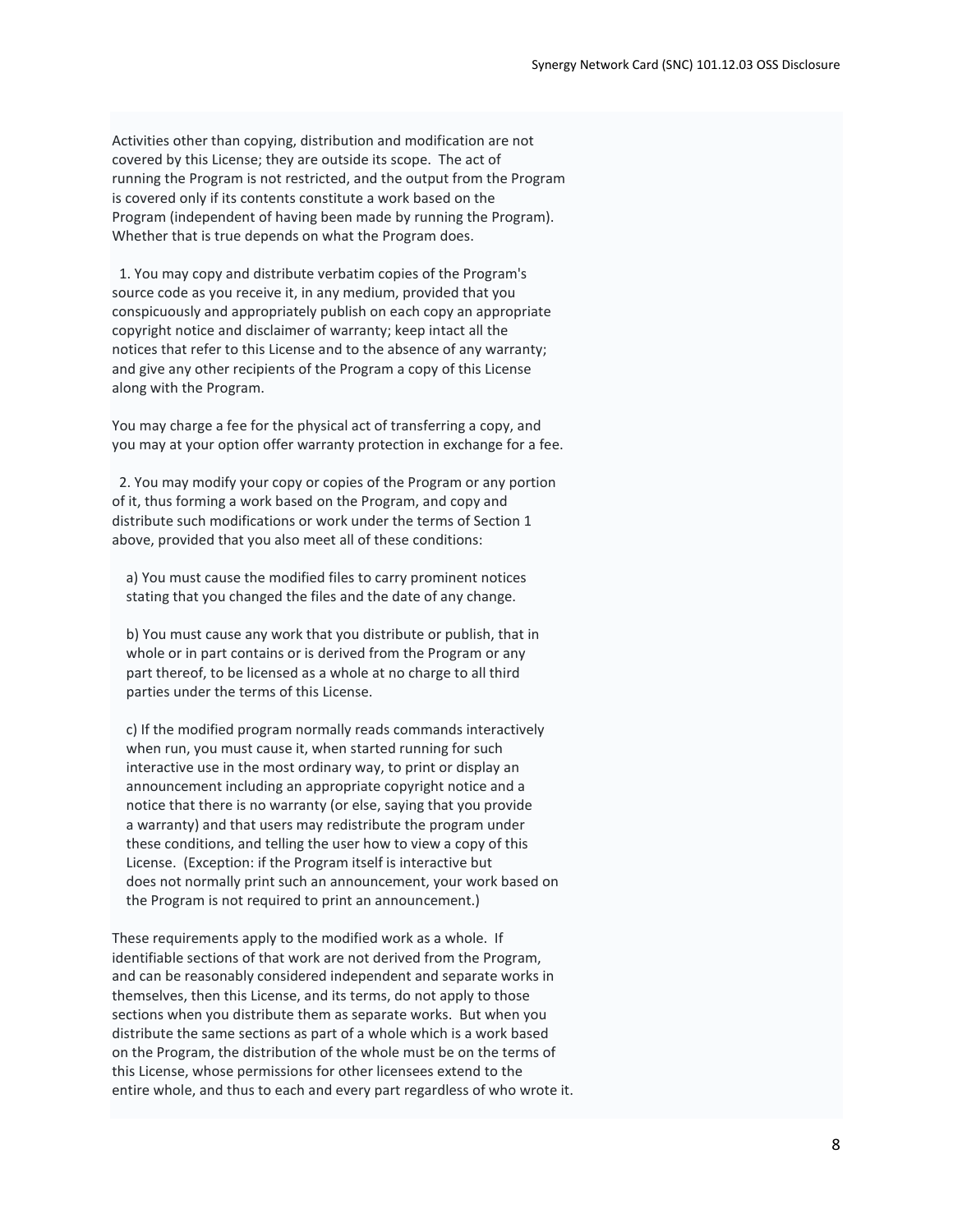Activities other than copying, distribution and modification are not covered by this License; they are outside its scope. The act of running the Program is not restricted, and the output from the Program is covered only if its contents constitute a work based on the Program (independent of having been made by running the Program). Whether that is true depends on what the Program does.

1. You may copy and distribute verbatim copies of the Program's source code as you receive it, in any medium, provided that you conspicuously and appropriately publish on each copy an appropriate copyright notice and disclaimer of warranty; keep intact all the notices that refer to this License and to the absence of any warranty; and give any other recipients of the Program a copy of this License along with the Program.

You may charge a fee for the physical act of transferring a copy, and you may at your option offer warranty protection in exchange for a fee.

2. You may modify your copy or copies of the Program or any portion of it, thus forming a work based on the Program, and copy and distribute such modifications or work under the terms of Section 1 above, provided that you also meet all of these conditions:

a) You must cause the modified files to carry prominent notices stating that you changed the files and the date of any change.

b) You must cause any work that you distribute or publish, that in whole or in part contains or is derived from the Program or any part thereof, to be licensed as a whole at no charge to all third parties under the terms of this License.

c) If the modified program normally reads commands interactively when run, you must cause it, when started running for such interactive use in the most ordinary way, to print or display an announcement including an appropriate copyright notice and a notice that there is no warranty (or else, saying that you provide a warranty) and that users may redistribute the program under these conditions, and telling the user how to view a copy of this License. (Exception: if the Program itself is interactive but does not normally print such an announcement, your work based on the Program is not required to print an announcement.)

These requirements apply to the modified work as a whole. If identifiable sections of that work are not derived from the Program, and can be reasonably considered independent and separate works in themselves, then this License, and its terms, do not apply to those sections when you distribute them as separate works. But when you distribute the same sections as part of a whole which is a work based on the Program, the distribution of the whole must be on the terms of this License, whose permissions for other licensees extend to the entire whole, and thus to each and every part regardless of who wrote it.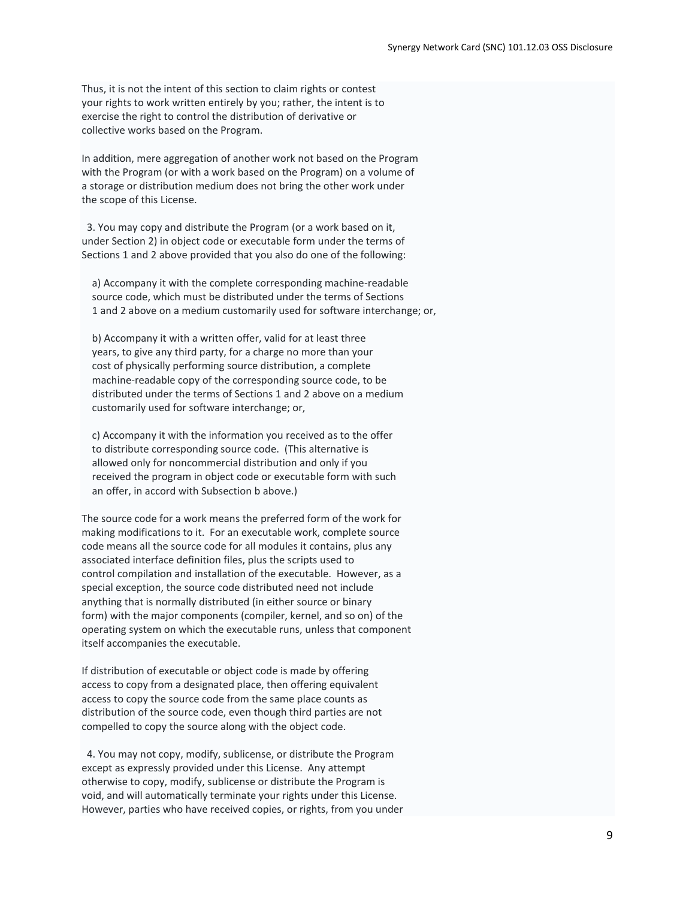Thus, it is not the intent of this section to claim rights or contest your rights to work written entirely by you; rather, the intent is to exercise the right to control the distribution of derivative or collective works based on the Program.

In addition, mere aggregation of another work not based on the Program with the Program (or with a work based on the Program) on a volume of a storage or distribution medium does not bring the other work under the scope of this License.

3. You may copy and distribute the Program (or a work based on it, under Section 2) in object code or executable form under the terms of Sections 1 and 2 above provided that you also do one of the following:

a) Accompany it with the complete corresponding machine-readable source code, which must be distributed under the terms of Sections 1 and 2 above on a medium customarily used for software interchange; or,

b) Accompany it with a written offer, valid for at least three years, to give any third party, for a charge no more than your cost of physically performing source distribution, a complete machine-readable copy of the corresponding source code, to be distributed under the terms of Sections 1 and 2 above on a medium customarily used for software interchange; or,

c) Accompany it with the information you received as to the offer to distribute corresponding source code. (This alternative is allowed only for noncommercial distribution and only if you received the program in object code or executable form with such an offer, in accord with Subsection b above.)

The source code for a work means the preferred form of the work for making modifications to it. For an executable work, complete source code means all the source code for all modules it contains, plus any associated interface definition files, plus the scripts used to control compilation and installation of the executable. However, as a special exception, the source code distributed need not include anything that is normally distributed (in either source or binary form) with the major components (compiler, kernel, and so on) of the operating system on which the executable runs, unless that component itself accompanies the executable.

If distribution of executable or object code is made by offering access to copy from a designated place, then offering equivalent access to copy the source code from the same place counts as distribution of the source code, even though third parties are not compelled to copy the source along with the object code.

4. You may not copy, modify, sublicense, or distribute the Program except as expressly provided under this License. Any attempt otherwise to copy, modify, sublicense or distribute the Program is void, and will automatically terminate your rights under this License. However, parties who have received copies, or rights, from you under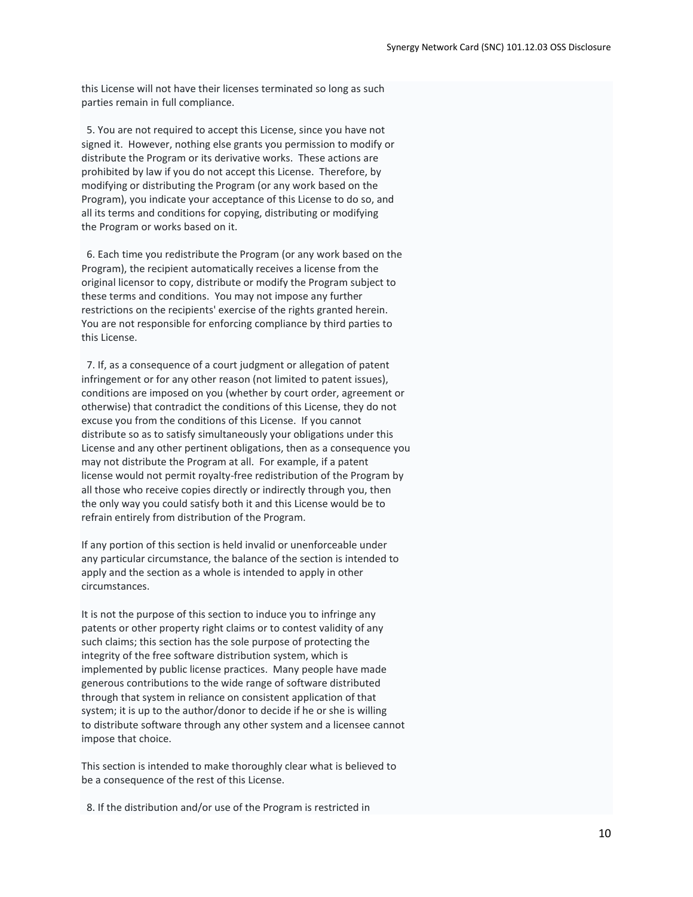this License will not have their licenses terminated so long as such parties remain in full compliance.

5. You are not required to accept this License, since you have not signed it. However, nothing else grants you permission to modify or distribute the Program or its derivative works. These actions are prohibited by law if you do not accept this License. Therefore, by modifying or distributing the Program (or any work based on the Program), you indicate your acceptance of this License to do so, and all its terms and conditions for copying, distributing or modifying the Program or works based on it.

6. Each time you redistribute the Program (or any work based on the Program), the recipient automatically receives a license from the original licensor to copy, distribute or modify the Program subject to these terms and conditions. You may not impose any further restrictions on the recipients' exercise of the rights granted herein. You are not responsible for enforcing compliance by third parties to this License.

7. If, as a consequence of a court judgment or allegation of patent infringement or for any other reason (not limited to patent issues), conditions are imposed on you (whether by court order, agreement or otherwise) that contradict the conditions of this License, they do not excuse you from the conditions of this License. If you cannot distribute so as to satisfy simultaneously your obligations under this License and any other pertinent obligations, then as a consequence you may not distribute the Program at all. For example, if a patent license would not permit royalty-free redistribution of the Program by all those who receive copies directly or indirectly through you, then the only way you could satisfy both it and this License would be to refrain entirely from distribution of the Program.

If any portion of this section is held invalid or unenforceable under any particular circumstance, the balance of the section is intended to apply and the section as a whole is intended to apply in other circumstances.

It is not the purpose of this section to induce you to infringe any patents or other property right claims or to contest validity of any such claims; this section has the sole purpose of protecting the integrity of the free software distribution system, which is implemented by public license practices. Many people have made generous contributions to the wide range of software distributed through that system in reliance on consistent application of that system; it is up to the author/donor to decide if he or she is willing to distribute software through any other system and a licensee cannot impose that choice.

This section is intended to make thoroughly clear what is believed to be a consequence of the rest of this License.

8. If the distribution and/or use of the Program is restricted in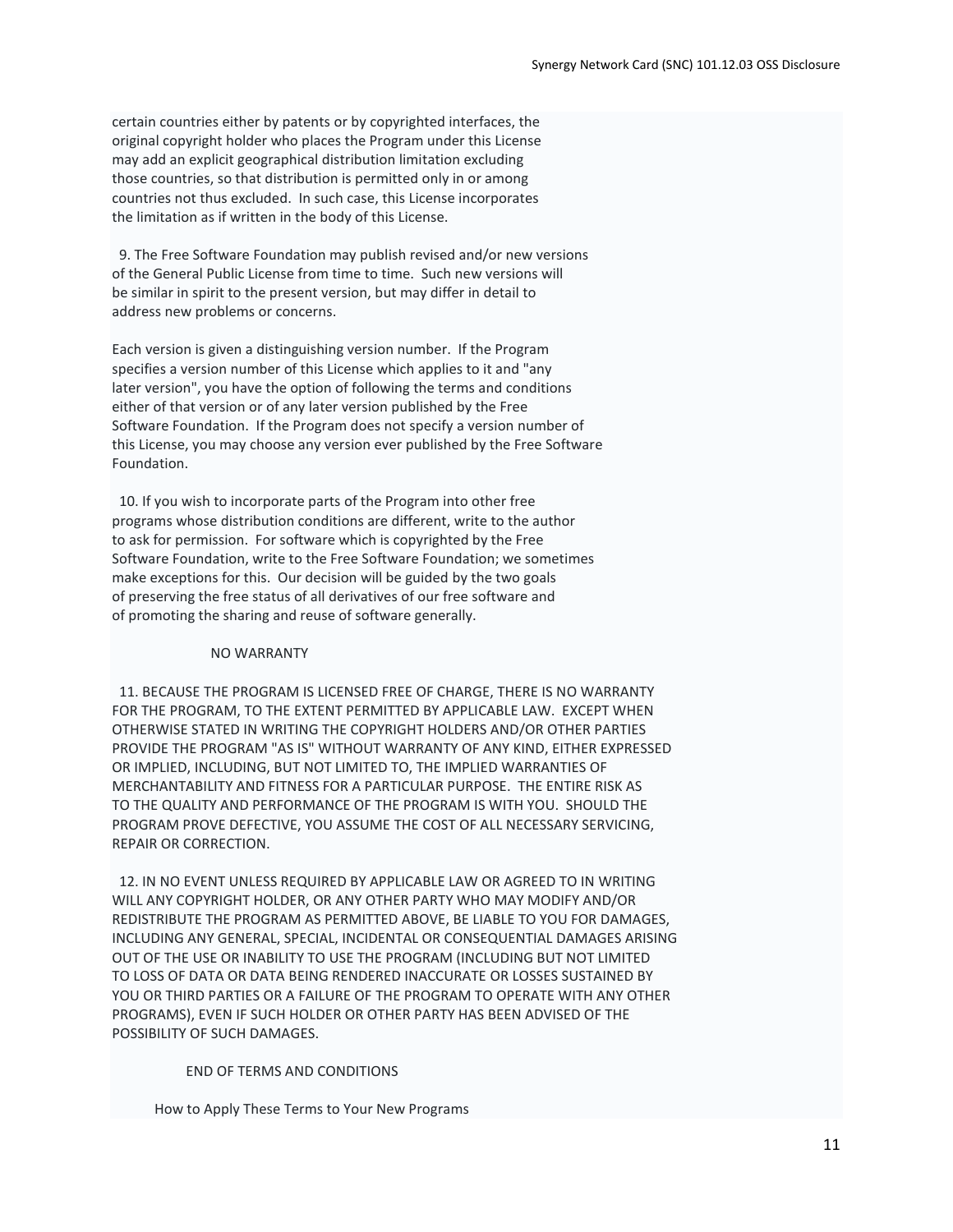certain countries either by patents or by copyrighted interfaces, the original copyright holder who places the Program under this License may add an explicit geographical distribution limitation excluding those countries, so that distribution is permitted only in or among countries not thus excluded. In such case, this License incorporates the limitation as if written in the body of this License.

9. The Free Software Foundation may publish revised and/or new versions of the General Public License from time to time. Such new versions will be similar in spirit to the present version, but may differ in detail to address new problems or concerns.

Each version is given a distinguishing version number. If the Program specifies a version number of this License which applies to it and "any later version", you have the option of following the terms and conditions either of that version or of any later version published by the Free Software Foundation. If the Program does not specify a version number of this License, you may choose any version ever published by the Free Software Foundation.

10. If you wish to incorporate parts of the Program into other free programs whose distribution conditions are different, write to the author to ask for permission. For software which is copyrighted by the Free Software Foundation, write to the Free Software Foundation; we sometimes make exceptions for this. Our decision will be guided by the two goals of preserving the free status of all derivatives of our free software and of promoting the sharing and reuse of software generally.

NO WARRANTY

11. BECAUSE THE PROGRAM IS LICENSED FREE OF CHARGE, THERE IS NO WARRANTY FOR THE PROGRAM, TO THE EXTENT PERMITTED BY APPLICABLE LAW. EXCEPT WHEN OTHERWISE STATED IN WRITING THE COPYRIGHT HOLDERS AND/OR OTHER PARTIES PROVIDE THE PROGRAM "AS IS" WITHOUT WARRANTY OF ANY KIND, EITHER EXPRESSED OR IMPLIED, INCLUDING, BUT NOT LIMITED TO, THE IMPLIED WARRANTIES OF MERCHANTABILITY AND FITNESS FOR A PARTICULAR PURPOSE. THE ENTIRE RISK AS TO THE QUALITY AND PERFORMANCE OF THE PROGRAM IS WITH YOU. SHOULD THE PROGRAM PROVE DEFECTIVE, YOU ASSUME THE COST OF ALL NECESSARY SERVICING, REPAIR OR CORRECTION.

12. IN NO EVENT UNLESS REQUIRED BY APPLICABLE LAW OR AGREED TO IN WRITING WILL ANY COPYRIGHT HOLDER, OR ANY OTHER PARTY WHO MAY MODIFY AND/OR REDISTRIBUTE THE PROGRAM AS PERMITTED ABOVE, BE LIABLE TO YOU FOR DAMAGES, INCLUDING ANY GENERAL, SPECIAL, INCIDENTAL OR CONSEQUENTIAL DAMAGES ARISING OUT OF THE USE OR INABILITY TO USE THE PROGRAM (INCLUDING BUT NOT LIMITED TO LOSS OF DATA OR DATA BEING RENDERED INACCURATE OR LOSSES SUSTAINED BY YOU OR THIRD PARTIES OR A FAILURE OF THE PROGRAM TO OPERATE WITH ANY OTHER PROGRAMS), EVEN IF SUCH HOLDER OR OTHER PARTY HAS BEEN ADVISED OF THE POSSIBILITY OF SUCH DAMAGES.

END OF TERMS AND CONDITIONS

How to Apply These Terms to Your New Programs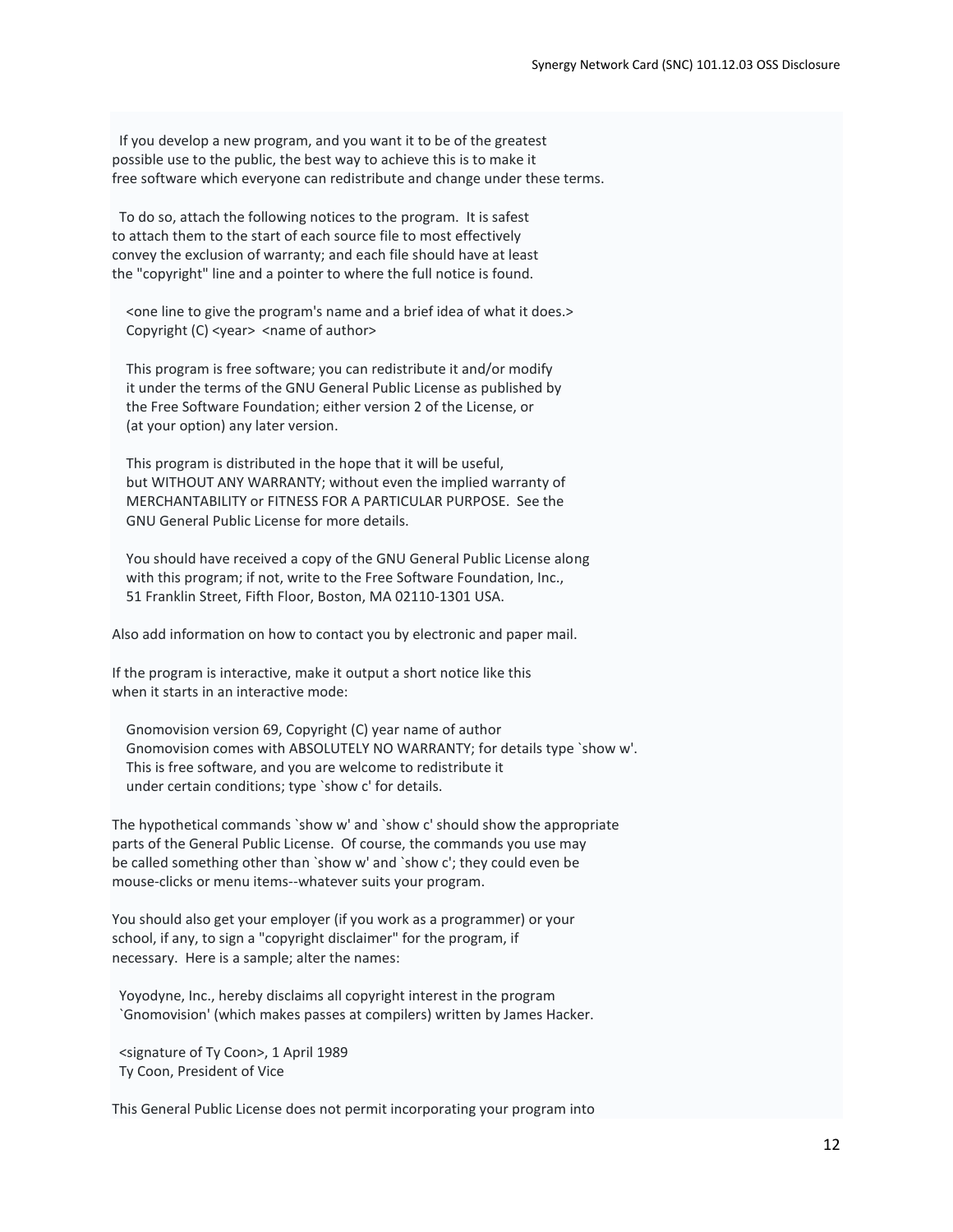If you develop a new program, and you want it to be of the greatest possible use to the public, the best way to achieve this is to make it free software which everyone can redistribute and change under these terms.

To do so, attach the following notices to the program. It is safest to attach them to the start of each source file to most effectively convey the exclusion of warranty; and each file should have at least the "copyright" line and a pointer to where the full notice is found.

```
<one line to give the program's name and a brief idea of what it does.>
Copyright (C) <year>  <name of author>

This program is free software; you can redistribute it and/or modify
it under the terms of the GNU General Public License as published by
the Free Software Foundation; either version 2 of the License, or
(at your option) any later version.

This program is distributed in the hope that it will be useful,
but WITHOUT ANY WARRANTY; without even the implied warranty of
MERCHANTABILITY or FITNESS FOR A PARTICULAR PURPOSE.  See the
GNU General Public License for more details.

You should have received a copy of the GNU General Public License along
with this program; if not, write to the Free Software Foundation, Inc.,
51 Franklin Street, Fifth Floor, Boston, MA 02110-1301 USA.
```

Also add information on how to contact you by electronic and paper mail.

If the program is interactive, make it output a short notice like this when it starts in an interactive mode:

```
Gnomovision version 69, Copyright (C) year name of author
Gnomovision comes with ABSOLUTELY NO WARRANTY; for details type `show w'.
This is free software, and you are welcome to redistribute it
under certain conditions; type `show c' for details.
```

The hypothetical commands `show w' and `show c' should show the appropriate parts of the General Public License. Of course, the commands you use may be called something other than `show w' and `show c'; they could even be mouse-clicks or menu items--whatever suits your program.

You should also get your employer (if you work as a programmer) or your school, if any, to sign a "copyright disclaimer" for the program, if necessary. Here is a sample; alter the names:

```
Yoyodyne, Inc., hereby disclaims all copyright interest in the program
`Gnomovision' (which makes passes at compilers) written by James Hacker.

<signature of Ty Coon>, 1 April 1989
Ty Coon, President of Vice
```

This General Public License does not permit incorporating your program into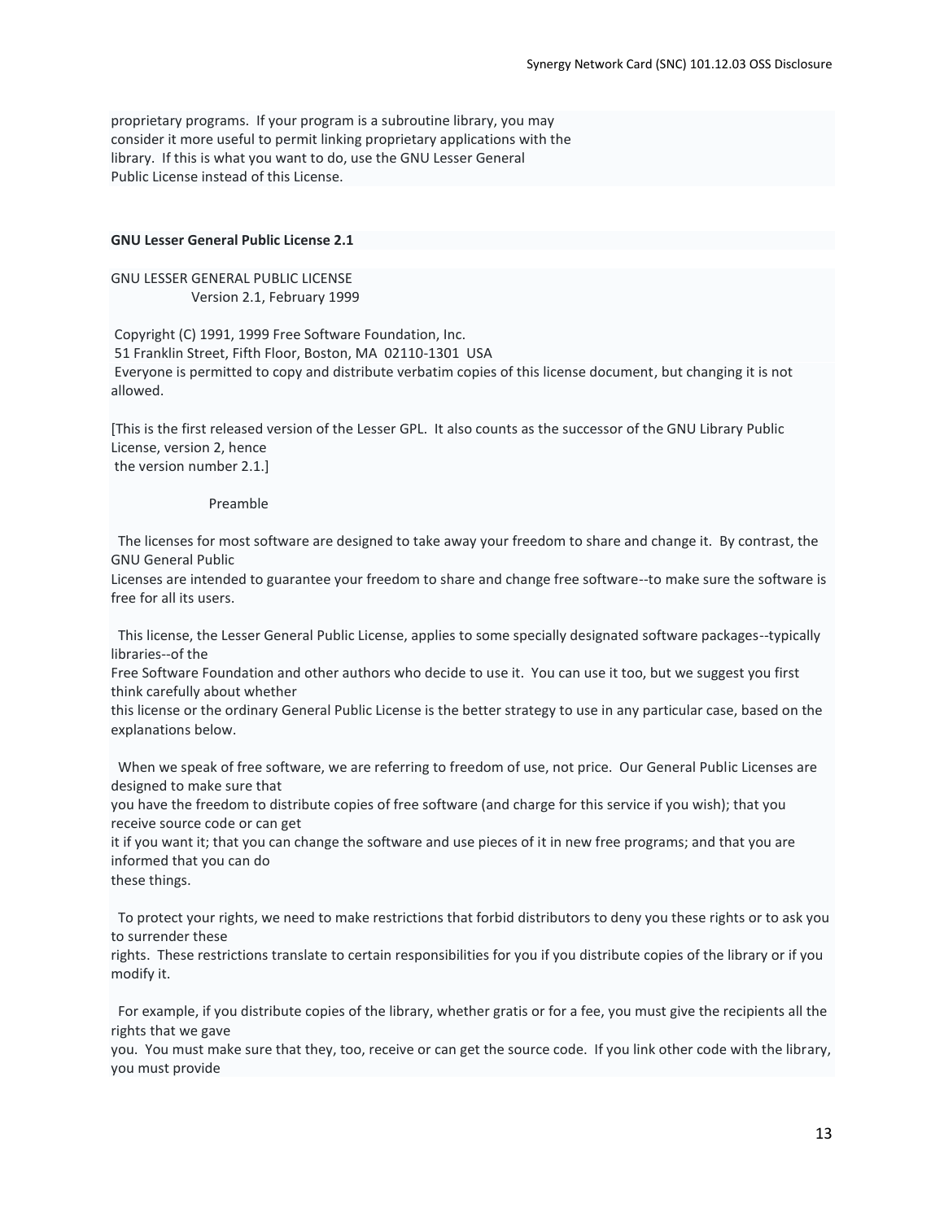proprietary programs. If your program is a subroutine library, you may
consider it more useful to permit linking proprietary applications with the
library. If this is what you want to do, use the GNU Lesser General
Public License instead of this License.

**GNU Lesser General Public License 2.1**

GNU LESSER GENERAL PUBLIC LICENSE
Version 2.1, February 1999

Copyright (C) 1991, 1999 Free Software Foundation, Inc.
51 Franklin Street, Fifth Floor, Boston, MA 02110-1301 USA
Everyone is permitted to copy and distribute verbatim copies of this license document, but changing it is not allowed.

[This is the first released version of the Lesser GPL. It also counts as the successor of the GNU Library Public License, version 2, hence
the version number 2.1.]

Preamble

The licenses for most software are designed to take away your freedom to share and change it. By contrast, the GNU General Public
Licenses are intended to guarantee your freedom to share and change free software--to make sure the software is free for all its users.

This license, the Lesser General Public License, applies to some specially designated software packages--typically libraries--of the
Free Software Foundation and other authors who decide to use it. You can use it too, but we suggest you first think carefully about whether
this license or the ordinary General Public License is the better strategy to use in any particular case, based on the explanations below.

When we speak of free software, we are referring to freedom of use, not price. Our General Public Licenses are designed to make sure that
you have the freedom to distribute copies of free software (and charge for this service if you wish); that you receive source code or can get
it if you want it; that you can change the software and use pieces of it in new free programs; and that you are informed that you can do
these things.

To protect your rights, we need to make restrictions that forbid distributors to deny you these rights or to ask you to surrender these
rights. These restrictions translate to certain responsibilities for you if you distribute copies of the library or if you modify it.

For example, if you distribute copies of the library, whether gratis or for a fee, you must give the recipients all the rights that we gave
you. You must make sure that they, too, receive or can get the source code. If you link other code with the library, you must provide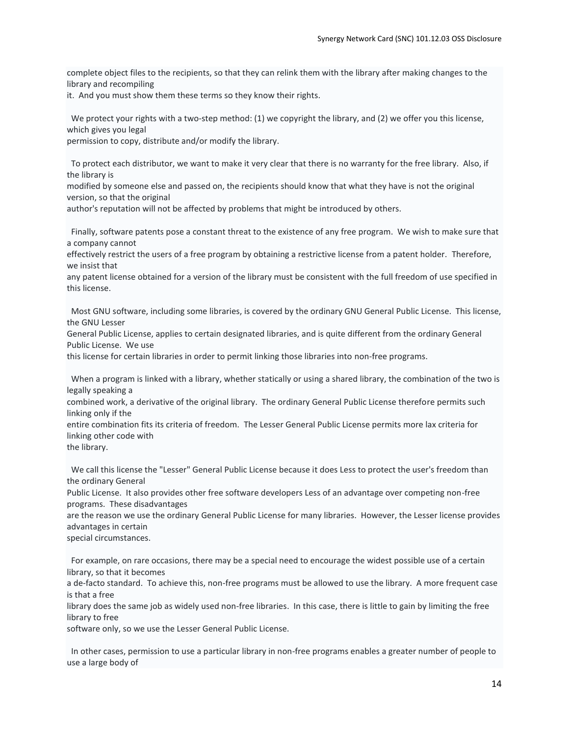complete object files to the recipients, so that they can relink them with the library after making changes to the library and recompiling
it. And you must show them these terms so they know their rights.

We protect your rights with a two-step method: (1) we copyright the library, and (2) we offer you this license, which gives you legal
permission to copy, distribute and/or modify the library.

To protect each distributor, we want to make it very clear that there is no warranty for the free library. Also, if the library is
modified by someone else and passed on, the recipients should know that what they have is not the original version, so that the original
author's reputation will not be affected by problems that might be introduced by others.

Finally, software patents pose a constant threat to the existence of any free program. We wish to make sure that a company cannot
effectively restrict the users of a free program by obtaining a restrictive license from a patent holder. Therefore, we insist that
any patent license obtained for a version of the library must be consistent with the full freedom of use specified in this license.

Most GNU software, including some libraries, is covered by the ordinary GNU General Public License. This license, the GNU Lesser
General Public License, applies to certain designated libraries, and is quite different from the ordinary General Public License. We use
this license for certain libraries in order to permit linking those libraries into non-free programs.

When a program is linked with a library, whether statically or using a shared library, the combination of the two is legally speaking a
combined work, a derivative of the original library. The ordinary General Public License therefore permits such linking only if the
entire combination fits its criteria of freedom. The Lesser General Public License permits more lax criteria for linking other code with
the library.

We call this license the "Lesser" General Public License because it does Less to protect the user's freedom than the ordinary General
Public License. It also provides other free software developers Less of an advantage over competing non-free programs. These disadvantages
are the reason we use the ordinary General Public License for many libraries. However, the Lesser license provides advantages in certain
special circumstances.

For example, on rare occasions, there may be a special need to encourage the widest possible use of a certain library, so that it becomes
a de-facto standard. To achieve this, non-free programs must be allowed to use the library. A more frequent case is that a free
library does the same job as widely used non-free libraries. In this case, there is little to gain by limiting the free library to free
software only, so we use the Lesser General Public License.

In other cases, permission to use a particular library in non-free programs enables a greater number of people to use a large body of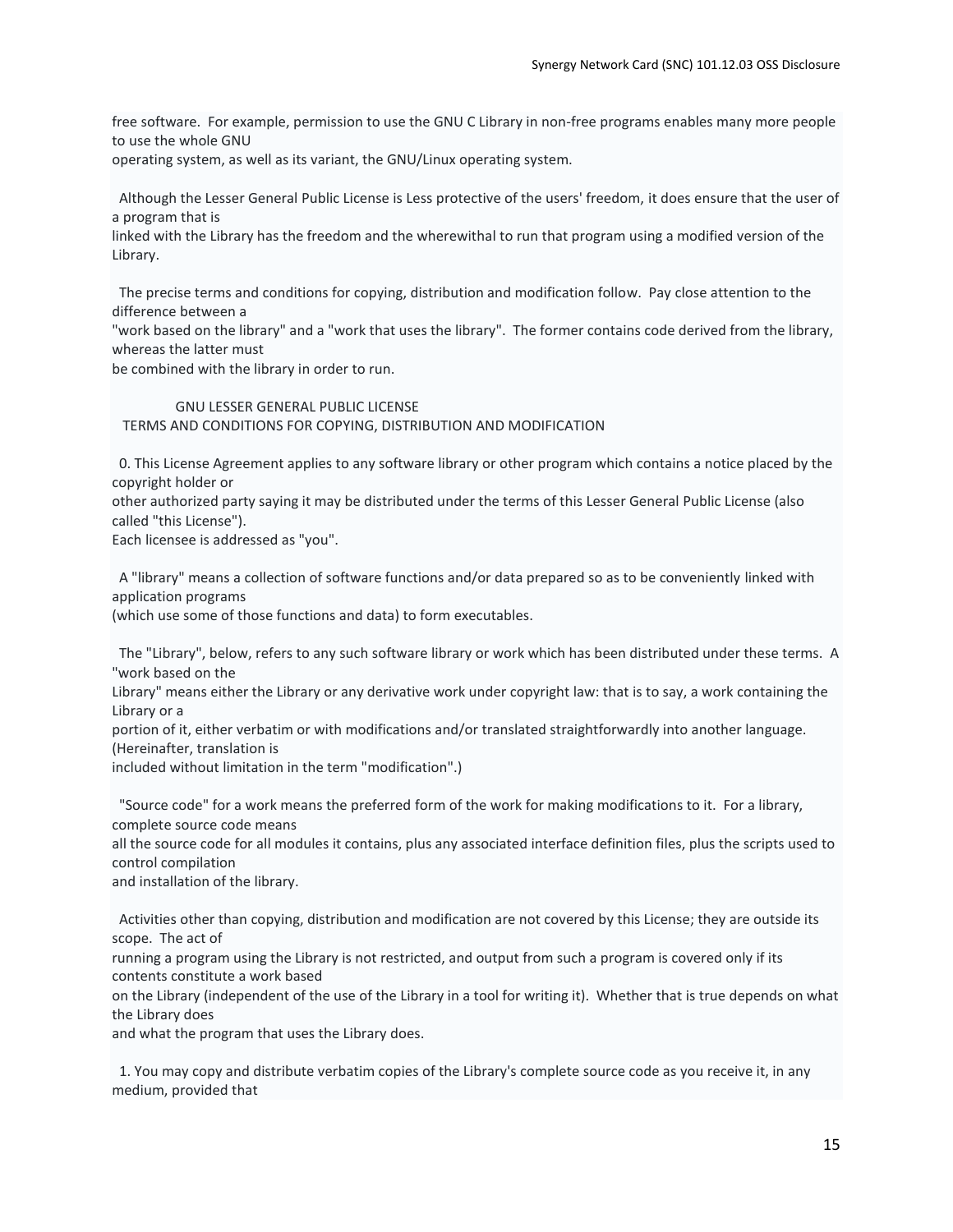free software. For example, permission to use the GNU C Library in non-free programs enables many more people to use the whole GNU
operating system, as well as its variant, the GNU/Linux operating system.

Although the Lesser General Public License is Less protective of the users' freedom, it does ensure that the user of a program that is
linked with the Library has the freedom and the wherewithal to run that program using a modified version of the Library.

The precise terms and conditions for copying, distribution and modification follow. Pay close attention to the difference between a
"work based on the library" and a "work that uses the library". The former contains code derived from the library, whereas the latter must
be combined with the library in order to run.

GNU LESSER GENERAL PUBLIC LICENSE
TERMS AND CONDITIONS FOR COPYING, DISTRIBUTION AND MODIFICATION

0. This License Agreement applies to any software library or other program which contains a notice placed by the copyright holder or
other authorized party saying it may be distributed under the terms of this Lesser General Public License (also called "this License").
Each licensee is addressed as "you".

A "library" means a collection of software functions and/or data prepared so as to be conveniently linked with application programs
(which use some of those functions and data) to form executables.

The "Library", below, refers to any such software library or work which has been distributed under these terms. A "work based on the
Library" means either the Library or any derivative work under copyright law: that is to say, a work containing the Library or a
portion of it, either verbatim or with modifications and/or translated straightforwardly into another language. (Hereinafter, translation is
included without limitation in the term "modification".)

"Source code" for a work means the preferred form of the work for making modifications to it. For a library, complete source code means
all the source code for all modules it contains, plus any associated interface definition files, plus the scripts used to control compilation
and installation of the library.

Activities other than copying, distribution and modification are not covered by this License; they are outside its scope. The act of
running a program using the Library is not restricted, and output from such a program is covered only if its contents constitute a work based
on the Library (independent of the use of the Library in a tool for writing it). Whether that is true depends on what the Library does
and what the program that uses the Library does.

1. You may copy and distribute verbatim copies of the Library's complete source code as you receive it, in any medium, provided that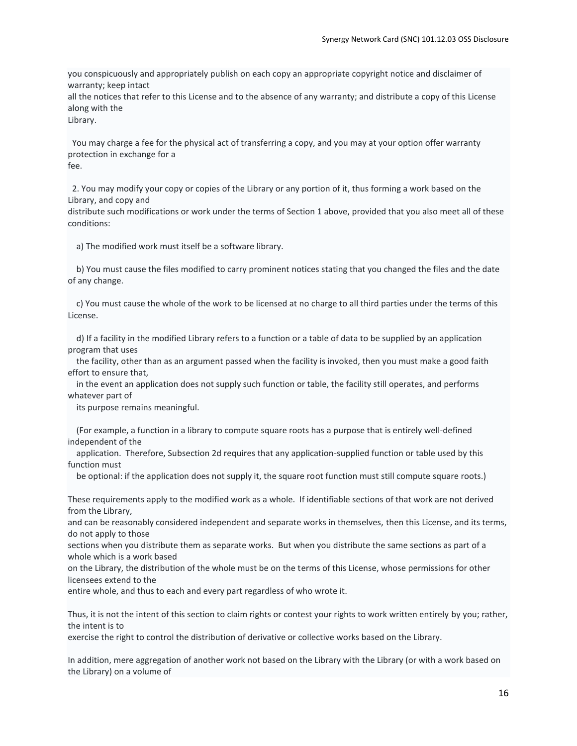you conspicuously and appropriately publish on each copy an appropriate copyright notice and disclaimer of warranty; keep intact
all the notices that refer to this License and to the absence of any warranty; and distribute a copy of this License along with the
Library.

You may charge a fee for the physical act of transferring a copy, and you may at your option offer warranty protection in exchange for a
fee.

2. You may modify your copy or copies of the Library or any portion of it, thus forming a work based on the Library, and copy and
distribute such modifications or work under the terms of Section 1 above, provided that you also meet all of these conditions:

a) The modified work must itself be a software library.

b) You must cause the files modified to carry prominent notices stating that you changed the files and the date of any change.

c) You must cause the whole of the work to be licensed at no charge to all third parties under the terms of this License.

d) If a facility in the modified Library refers to a function or a table of data to be supplied by an application program that uses
the facility, other than as an argument passed when the facility is invoked, then you must make a good faith effort to ensure that,
in the event an application does not supply such function or table, the facility still operates, and performs whatever part of
its purpose remains meaningful.

(For example, a function in a library to compute square roots has a purpose that is entirely well-defined independent of the
application. Therefore, Subsection 2d requires that any application-supplied function or table used by this function must
be optional: if the application does not supply it, the square root function must still compute square roots.)

These requirements apply to the modified work as a whole. If identifiable sections of that work are not derived from the Library,
and can be reasonably considered independent and separate works in themselves, then this License, and its terms, do not apply to those
sections when you distribute them as separate works. But when you distribute the same sections as part of a whole which is a work based
on the Library, the distribution of the whole must be on the terms of this License, whose permissions for other licensees extend to the
entire whole, and thus to each and every part regardless of who wrote it.

Thus, it is not the intent of this section to claim rights or contest your rights to work written entirely by you; rather, the intent is to
exercise the right to control the distribution of derivative or collective works based on the Library.

In addition, mere aggregation of another work not based on the Library with the Library (or with a work based on the Library) on a volume of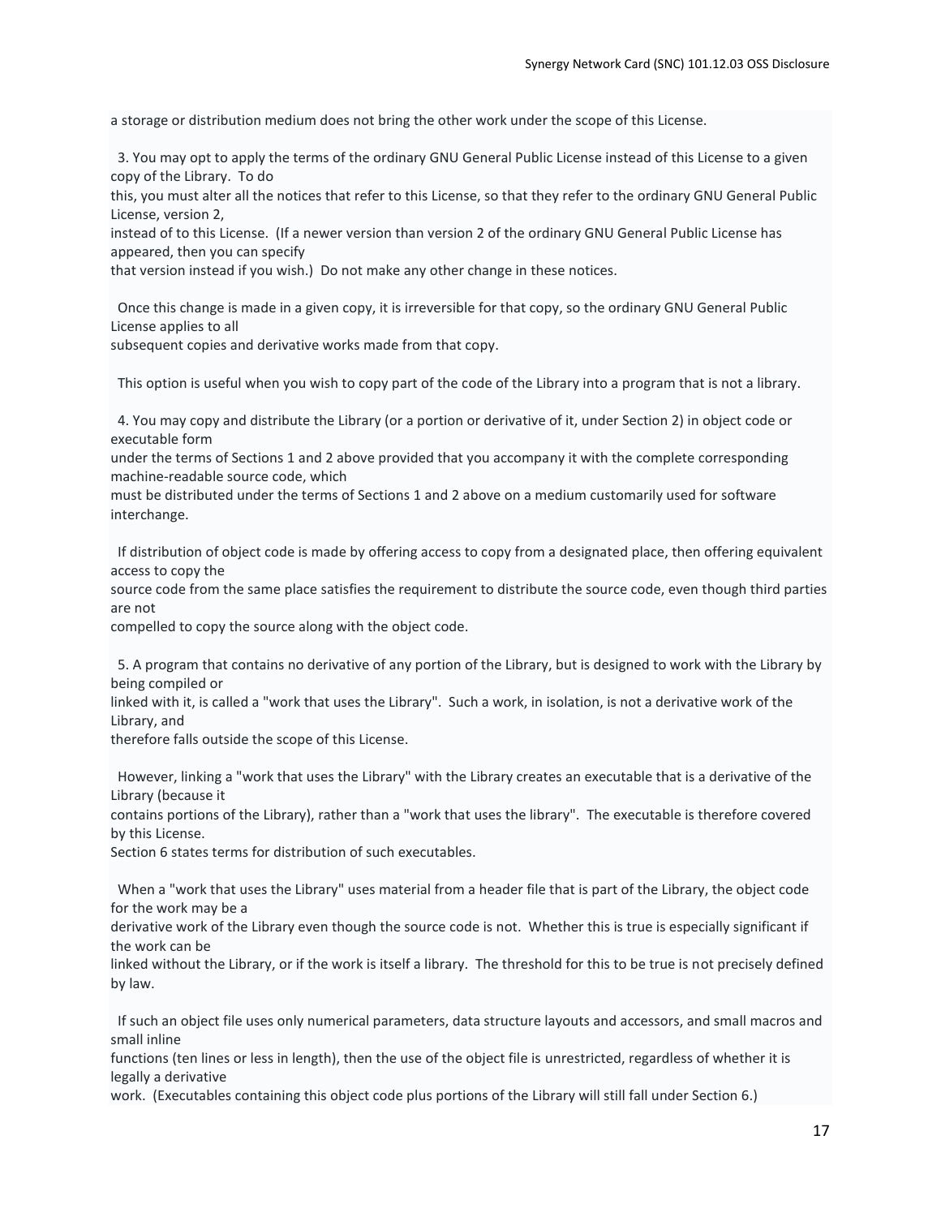a storage or distribution medium does not bring the other work under the scope of this License.

3. You may opt to apply the terms of the ordinary GNU General Public License instead of this License to a given copy of the Library. To do this, you must alter all the notices that refer to this License, so that they refer to the ordinary GNU General Public License, version 2, instead of to this License. (If a newer version than version 2 of the ordinary GNU General Public License has appeared, then you can specify that version instead if you wish.) Do not make any other change in these notices.

Once this change is made in a given copy, it is irreversible for that copy, so the ordinary GNU General Public License applies to all subsequent copies and derivative works made from that copy.

This option is useful when you wish to copy part of the code of the Library into a program that is not a library.

4. You may copy and distribute the Library (or a portion or derivative of it, under Section 2) in object code or executable form under the terms of Sections 1 and 2 above provided that you accompany it with the complete corresponding machine-readable source code, which must be distributed under the terms of Sections 1 and 2 above on a medium customarily used for software interchange.

If distribution of object code is made by offering access to copy from a designated place, then offering equivalent access to copy the source code from the same place satisfies the requirement to distribute the source code, even though third parties are not compelled to copy the source along with the object code.

5. A program that contains no derivative of any portion of the Library, but is designed to work with the Library by being compiled or linked with it, is called a "work that uses the Library". Such a work, in isolation, is not a derivative work of the Library, and therefore falls outside the scope of this License.

However, linking a "work that uses the Library" with the Library creates an executable that is a derivative of the Library (because it contains portions of the Library), rather than a "work that uses the library". The executable is therefore covered by this License.
Section 6 states terms for distribution of such executables.

When a "work that uses the Library" uses material from a header file that is part of the Library, the object code for the work may be a derivative work of the Library even though the source code is not. Whether this is true is especially significant if the work can be linked without the Library, or if the work is itself a library. The threshold for this to be true is not precisely defined by law.

If such an object file uses only numerical parameters, data structure layouts and accessors, and small macros and small inline functions (ten lines or less in length), then the use of the object file is unrestricted, regardless of whether it is legally a derivative work. (Executables containing this object code plus portions of the Library will still fall under Section 6.)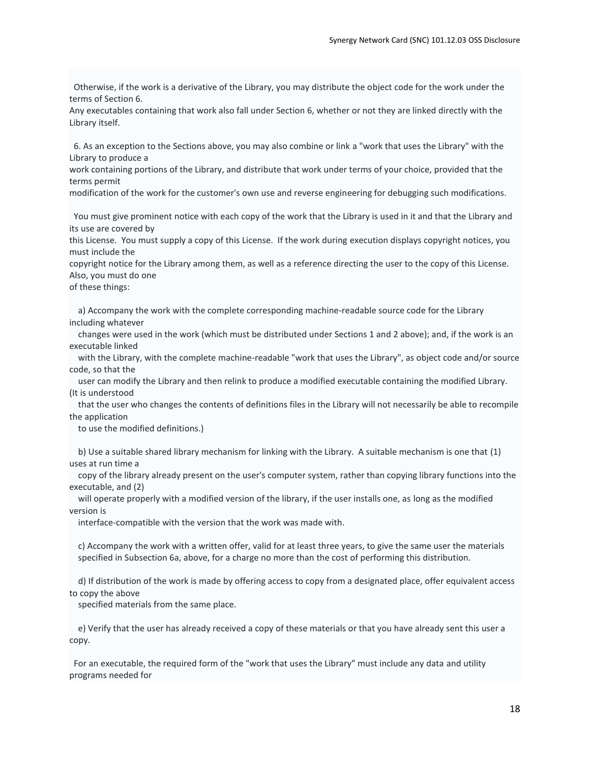Otherwise, if the work is a derivative of the Library, you may distribute the object code for the work under the terms of Section 6.
Any executables containing that work also fall under Section 6, whether or not they are linked directly with the Library itself.

6. As an exception to the Sections above, you may also combine or link a "work that uses the Library" with the Library to produce a
work containing portions of the Library, and distribute that work under terms of your choice, provided that the terms permit
modification of the work for the customer's own use and reverse engineering for debugging such modifications.

You must give prominent notice with each copy of the work that the Library is used in it and that the Library and its use are covered by
this License. You must supply a copy of this License. If the work during execution displays copyright notices, you must include the
copyright notice for the Library among them, as well as a reference directing the user to the copy of this License. Also, you must do one
of these things:

a) Accompany the work with the complete corresponding machine-readable source code for the Library including whatever
changes were used in the work (which must be distributed under Sections 1 and 2 above); and, if the work is an executable linked
with the Library, with the complete machine-readable "work that uses the Library", as object code and/or source code, so that the
user can modify the Library and then relink to produce a modified executable containing the modified Library. (It is understood
that the user who changes the contents of definitions files in the Library will not necessarily be able to recompile the application
to use the modified definitions.)

b) Use a suitable shared library mechanism for linking with the Library. A suitable mechanism is one that (1) uses at run time a
copy of the library already present on the user's computer system, rather than copying library functions into the executable, and (2)
will operate properly with a modified version of the library, if the user installs one, as long as the modified version is
interface-compatible with the version that the work was made with.

c) Accompany the work with a written offer, valid for at least three years, to give the same user the materials
specified in Subsection 6a, above, for a charge no more than the cost of performing this distribution.

d) If distribution of the work is made by offering access to copy from a designated place, offer equivalent access to copy the above
specified materials from the same place.

e) Verify that the user has already received a copy of these materials or that you have already sent this user a copy.

For an executable, the required form of the "work that uses the Library" must include any data and utility programs needed for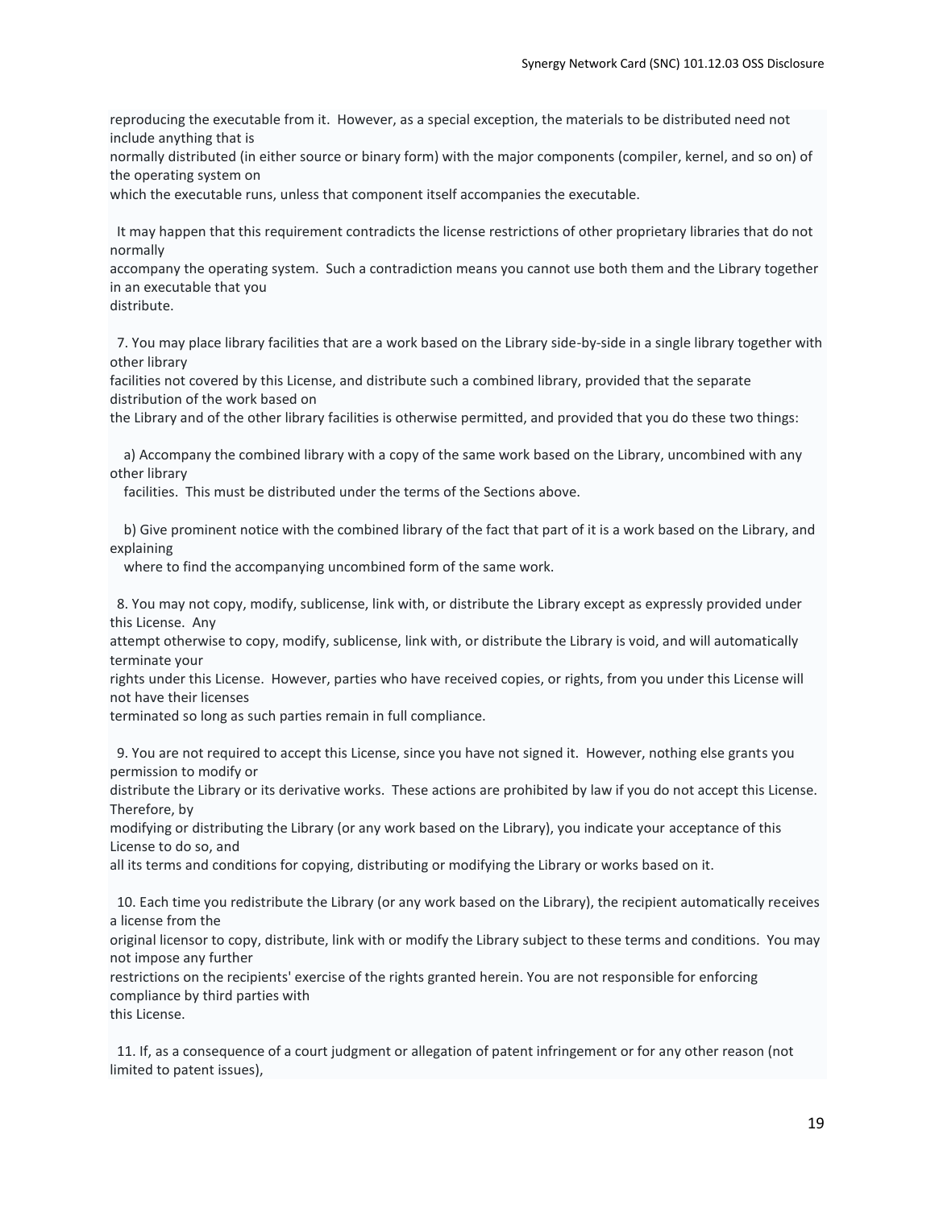reproducing the executable from it. However, as a special exception, the materials to be distributed need not include anything that is
normally distributed (in either source or binary form) with the major components (compiler, kernel, and so on) of the operating system on
which the executable runs, unless that component itself accompanies the executable.

It may happen that this requirement contradicts the license restrictions of other proprietary libraries that do not normally
accompany the operating system. Such a contradiction means you cannot use both them and the Library together in an executable that you
distribute.

7. You may place library facilities that are a work based on the Library side-by-side in a single library together with other library
facilities not covered by this License, and distribute such a combined library, provided that the separate distribution of the work based on
the Library and of the other library facilities is otherwise permitted, and provided that you do these two things:

a) Accompany the combined library with a copy of the same work based on the Library, uncombined with any other library
facilities. This must be distributed under the terms of the Sections above.

b) Give prominent notice with the combined library of the fact that part of it is a work based on the Library, and explaining
where to find the accompanying uncombined form of the same work.

8. You may not copy, modify, sublicense, link with, or distribute the Library except as expressly provided under this License. Any
attempt otherwise to copy, modify, sublicense, link with, or distribute the Library is void, and will automatically terminate your
rights under this License. However, parties who have received copies, or rights, from you under this License will not have their licenses
terminated so long as such parties remain in full compliance.

9. You are not required to accept this License, since you have not signed it. However, nothing else grants you permission to modify or
distribute the Library or its derivative works. These actions are prohibited by law if you do not accept this License. Therefore, by
modifying or distributing the Library (or any work based on the Library), you indicate your acceptance of this License to do so, and
all its terms and conditions for copying, distributing or modifying the Library or works based on it.

10. Each time you redistribute the Library (or any work based on the Library), the recipient automatically receives a license from the
original licensor to copy, distribute, link with or modify the Library subject to these terms and conditions. You may not impose any further
restrictions on the recipients' exercise of the rights granted herein. You are not responsible for enforcing compliance by third parties with
this License.

11. If, as a consequence of a court judgment or allegation of patent infringement or for any other reason (not limited to patent issues),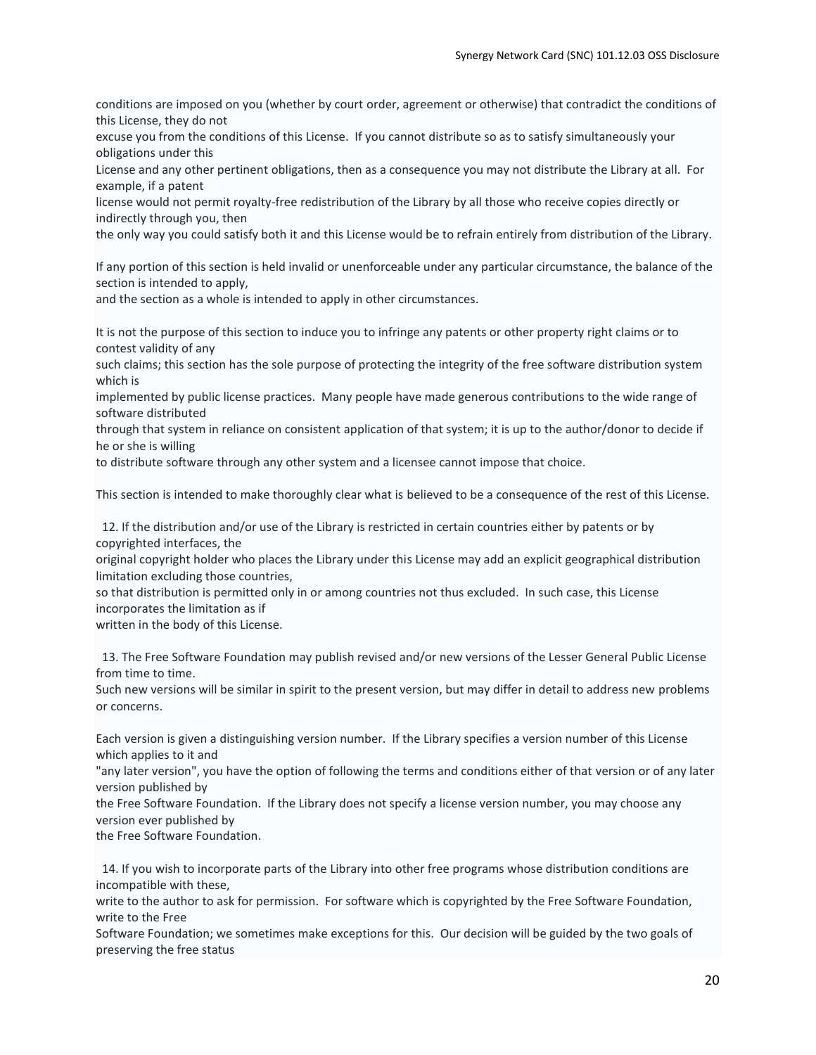conditions are imposed on you (whether by court order, agreement or otherwise) that contradict the conditions of this License, they do not
excuse you from the conditions of this License. If you cannot distribute so as to satisfy simultaneously your obligations under this
License and any other pertinent obligations, then as a consequence you may not distribute the Library at all. For example, if a patent
license would not permit royalty-free redistribution of the Library by all those who receive copies directly or indirectly through you, then
the only way you could satisfy both it and this License would be to refrain entirely from distribution of the Library.

If any portion of this section is held invalid or unenforceable under any particular circumstance, the balance of the section is intended to apply,
and the section as a whole is intended to apply in other circumstances.

It is not the purpose of this section to induce you to infringe any patents or other property right claims or to contest validity of any
such claims; this section has the sole purpose of protecting the integrity of the free software distribution system which is
implemented by public license practices. Many people have made generous contributions to the wide range of software distributed
through that system in reliance on consistent application of that system; it is up to the author/donor to decide if he or she is willing
to distribute software through any other system and a licensee cannot impose that choice.

This section is intended to make thoroughly clear what is believed to be a consequence of the rest of this License.

12. If the distribution and/or use of the Library is restricted in certain countries either by patents or by copyrighted interfaces, the
original copyright holder who places the Library under this License may add an explicit geographical distribution limitation excluding those countries,
so that distribution is permitted only in or among countries not thus excluded. In such case, this License incorporates the limitation as if
written in the body of this License.

13. The Free Software Foundation may publish revised and/or new versions of the Lesser General Public License from time to time.
Such new versions will be similar in spirit to the present version, but may differ in detail to address new problems or concerns.

Each version is given a distinguishing version number. If the Library specifies a version number of this License which applies to it and
"any later version", you have the option of following the terms and conditions either of that version or of any later version published by
the Free Software Foundation. If the Library does not specify a license version number, you may choose any version ever published by
the Free Software Foundation.

14. If you wish to incorporate parts of the Library into other free programs whose distribution conditions are incompatible with these,
write to the author to ask for permission. For software which is copyrighted by the Free Software Foundation, write to the Free
Software Foundation; we sometimes make exceptions for this. Our decision will be guided by the two goals of preserving the free status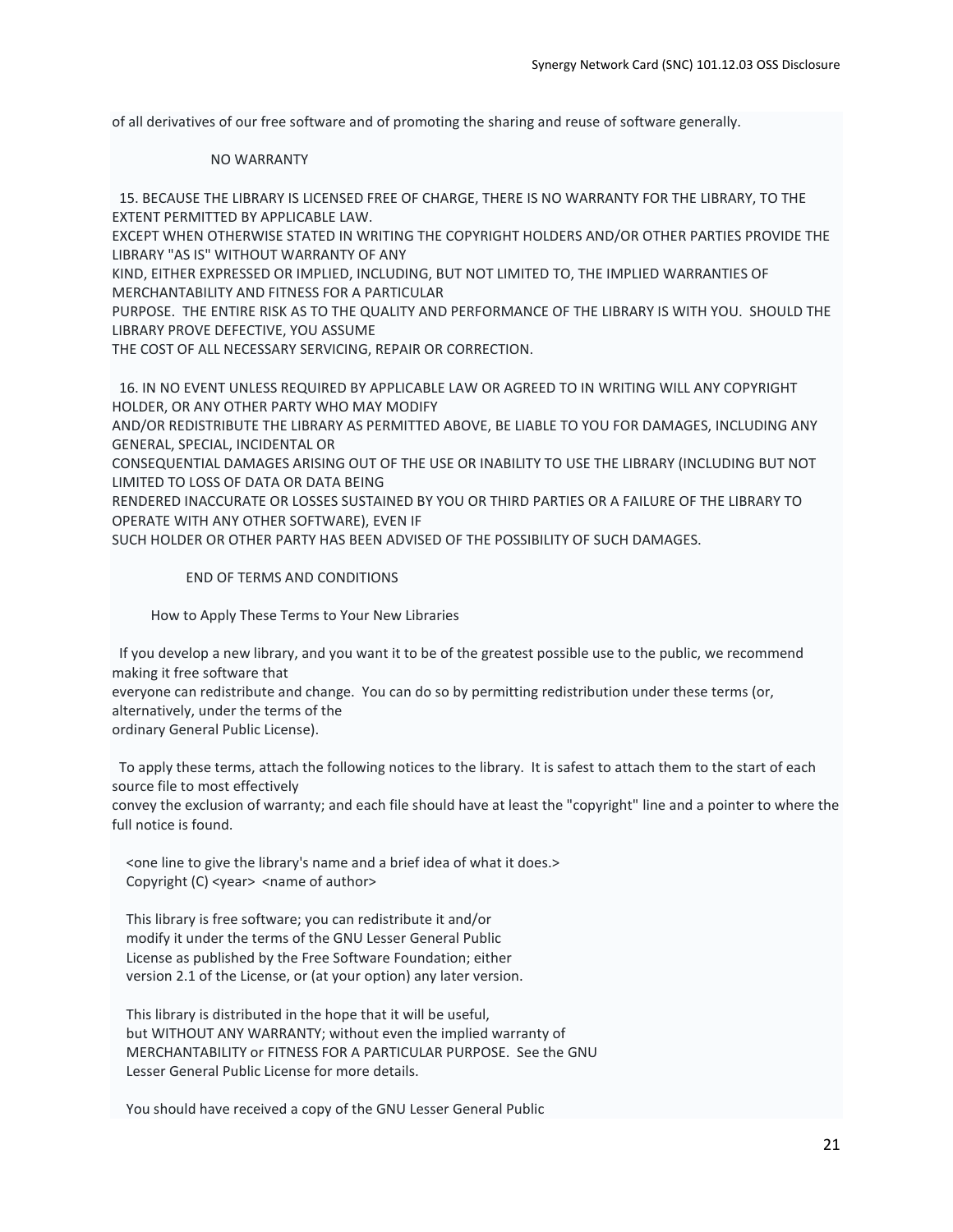of all derivatives of our free software and of promoting the sharing and reuse of software generally.

NO WARRANTY

15. BECAUSE THE LIBRARY IS LICENSED FREE OF CHARGE, THERE IS NO WARRANTY FOR THE LIBRARY, TO THE EXTENT PERMITTED BY APPLICABLE LAW.
EXCEPT WHEN OTHERWISE STATED IN WRITING THE COPYRIGHT HOLDERS AND/OR OTHER PARTIES PROVIDE THE LIBRARY "AS IS" WITHOUT WARRANTY OF ANY
KIND, EITHER EXPRESSED OR IMPLIED, INCLUDING, BUT NOT LIMITED TO, THE IMPLIED WARRANTIES OF MERCHANTABILITY AND FITNESS FOR A PARTICULAR
PURPOSE. THE ENTIRE RISK AS TO THE QUALITY AND PERFORMANCE OF THE LIBRARY IS WITH YOU. SHOULD THE LIBRARY PROVE DEFECTIVE, YOU ASSUME
THE COST OF ALL NECESSARY SERVICING, REPAIR OR CORRECTION.

16. IN NO EVENT UNLESS REQUIRED BY APPLICABLE LAW OR AGREED TO IN WRITING WILL ANY COPYRIGHT HOLDER, OR ANY OTHER PARTY WHO MAY MODIFY
AND/OR REDISTRIBUTE THE LIBRARY AS PERMITTED ABOVE, BE LIABLE TO YOU FOR DAMAGES, INCLUDING ANY GENERAL, SPECIAL, INCIDENTAL OR
CONSEQUENTIAL DAMAGES ARISING OUT OF THE USE OR INABILITY TO USE THE LIBRARY (INCLUDING BUT NOT LIMITED TO LOSS OF DATA OR DATA BEING
RENDERED INACCURATE OR LOSSES SUSTAINED BY YOU OR THIRD PARTIES OR A FAILURE OF THE LIBRARY TO OPERATE WITH ANY OTHER SOFTWARE), EVEN IF
SUCH HOLDER OR OTHER PARTY HAS BEEN ADVISED OF THE POSSIBILITY OF SUCH DAMAGES.

END OF TERMS AND CONDITIONS

How to Apply These Terms to Your New Libraries

If you develop a new library, and you want it to be of the greatest possible use to the public, we recommend making it free software that
everyone can redistribute and change. You can do so by permitting redistribution under these terms (or, alternatively, under the terms of the
ordinary General Public License).

To apply these terms, attach the following notices to the library. It is safest to attach them to the start of each source file to most effectively
convey the exclusion of warranty; and each file should have at least the "copyright" line and a pointer to where the full notice is found.

<one line to give the library's name and a brief idea of what it does.>
Copyright (C) <year> <name of author>

This library is free software; you can redistribute it and/or
modify it under the terms of the GNU Lesser General Public
License as published by the Free Software Foundation; either
version 2.1 of the License, or (at your option) any later version.

This library is distributed in the hope that it will be useful,
but WITHOUT ANY WARRANTY; without even the implied warranty of
MERCHANTABILITY or FITNESS FOR A PARTICULAR PURPOSE. See the GNU
Lesser General Public License for more details.

You should have received a copy of the GNU Lesser General Public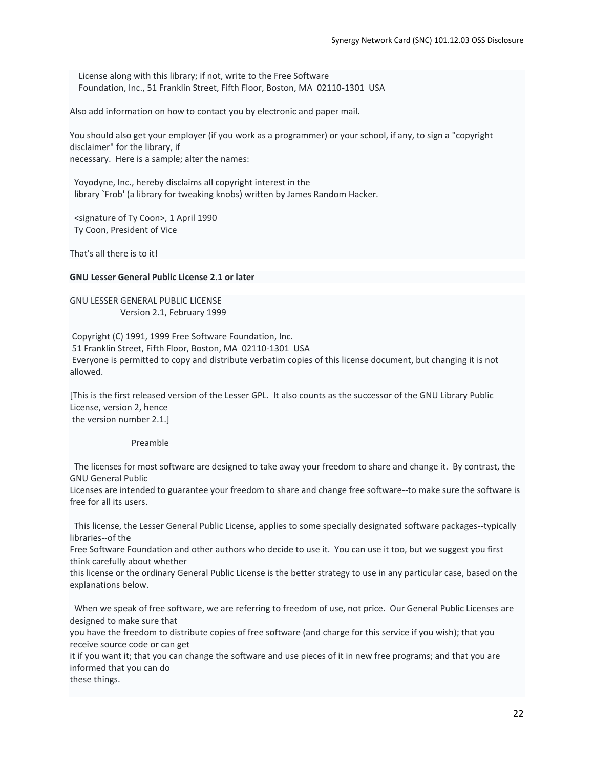License along with this library; if not, write to the Free Software
Foundation, Inc., 51 Franklin Street, Fifth Floor, Boston, MA 02110-1301 USA

Also add information on how to contact you by electronic and paper mail.

You should also get your employer (if you work as a programmer) or your school, if any, to sign a "copyright disclaimer" for the library, if
necessary. Here is a sample; alter the names:

Yoyodyne, Inc., hereby disclaims all copyright interest in the
library `Frob' (a library for tweaking knobs) written by James Random Hacker.

<signature of Ty Coon>, 1 April 1990
Ty Coon, President of Vice

That's all there is to it!

**GNU Lesser General Public License 2.1 or later**

GNU LESSER GENERAL PUBLIC LICENSE
Version 2.1, February 1999

Copyright (C) 1991, 1999 Free Software Foundation, Inc.
51 Franklin Street, Fifth Floor, Boston, MA 02110-1301 USA
Everyone is permitted to copy and distribute verbatim copies of this license document, but changing it is not allowed.

[This is the first released version of the Lesser GPL. It also counts as the successor of the GNU Library Public License, version 2, hence
the version number 2.1.]

Preamble

The licenses for most software are designed to take away your freedom to share and change it. By contrast, the GNU General Public
Licenses are intended to guarantee your freedom to share and change free software--to make sure the software is free for all its users.

This license, the Lesser General Public License, applies to some specially designated software packages--typically libraries--of the
Free Software Foundation and other authors who decide to use it. You can use it too, but we suggest you first think carefully about whether
this license or the ordinary General Public License is the better strategy to use in any particular case, based on the explanations below.

When we speak of free software, we are referring to freedom of use, not price. Our General Public Licenses are designed to make sure that
you have the freedom to distribute copies of free software (and charge for this service if you wish); that you receive source code or can get
it if you want it; that you can change the software and use pieces of it in new free programs; and that you are informed that you can do
these things.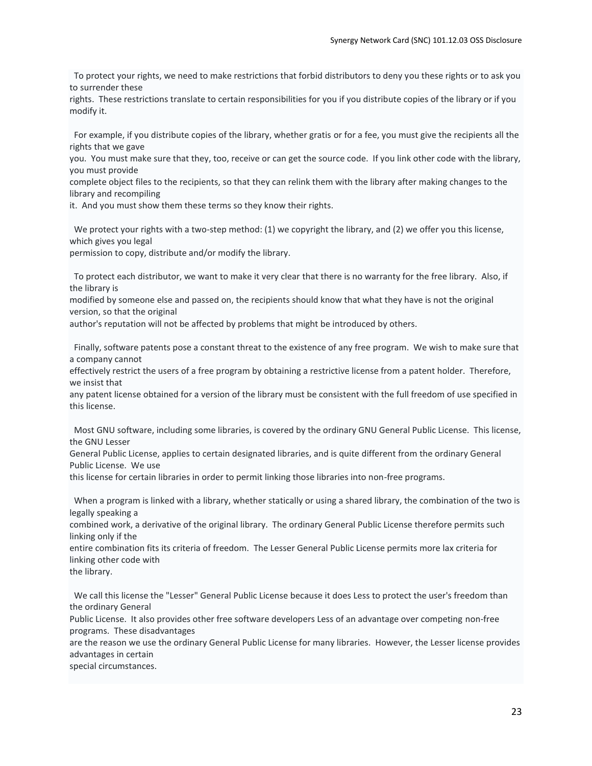To protect your rights, we need to make restrictions that forbid distributors to deny you these rights or to ask you to surrender these
rights. These restrictions translate to certain responsibilities for you if you distribute copies of the library or if you modify it.

For example, if you distribute copies of the library, whether gratis or for a fee, you must give the recipients all the rights that we gave
you. You must make sure that they, too, receive or can get the source code. If you link other code with the library, you must provide
complete object files to the recipients, so that they can relink them with the library after making changes to the library and recompiling
it. And you must show them these terms so they know their rights.

We protect your rights with a two-step method: (1) we copyright the library, and (2) we offer you this license, which gives you legal
permission to copy, distribute and/or modify the library.

To protect each distributor, we want to make it very clear that there is no warranty for the free library. Also, if the library is
modified by someone else and passed on, the recipients should know that what they have is not the original version, so that the original
author's reputation will not be affected by problems that might be introduced by others.

Finally, software patents pose a constant threat to the existence of any free program. We wish to make sure that a company cannot
effectively restrict the users of a free program by obtaining a restrictive license from a patent holder. Therefore, we insist that
any patent license obtained for a version of the library must be consistent with the full freedom of use specified in this license.

Most GNU software, including some libraries, is covered by the ordinary GNU General Public License. This license, the GNU Lesser
General Public License, applies to certain designated libraries, and is quite different from the ordinary General Public License. We use
this license for certain libraries in order to permit linking those libraries into non-free programs.

When a program is linked with a library, whether statically or using a shared library, the combination of the two is legally speaking a
combined work, a derivative of the original library. The ordinary General Public License therefore permits such linking only if the
entire combination fits its criteria of freedom. The Lesser General Public License permits more lax criteria for linking other code with
the library.

We call this license the "Lesser" General Public License because it does Less to protect the user's freedom than the ordinary General
Public License. It also provides other free software developers Less of an advantage over competing non-free programs. These disadvantages
are the reason we use the ordinary General Public License for many libraries. However, the Lesser license provides advantages in certain
special circumstances.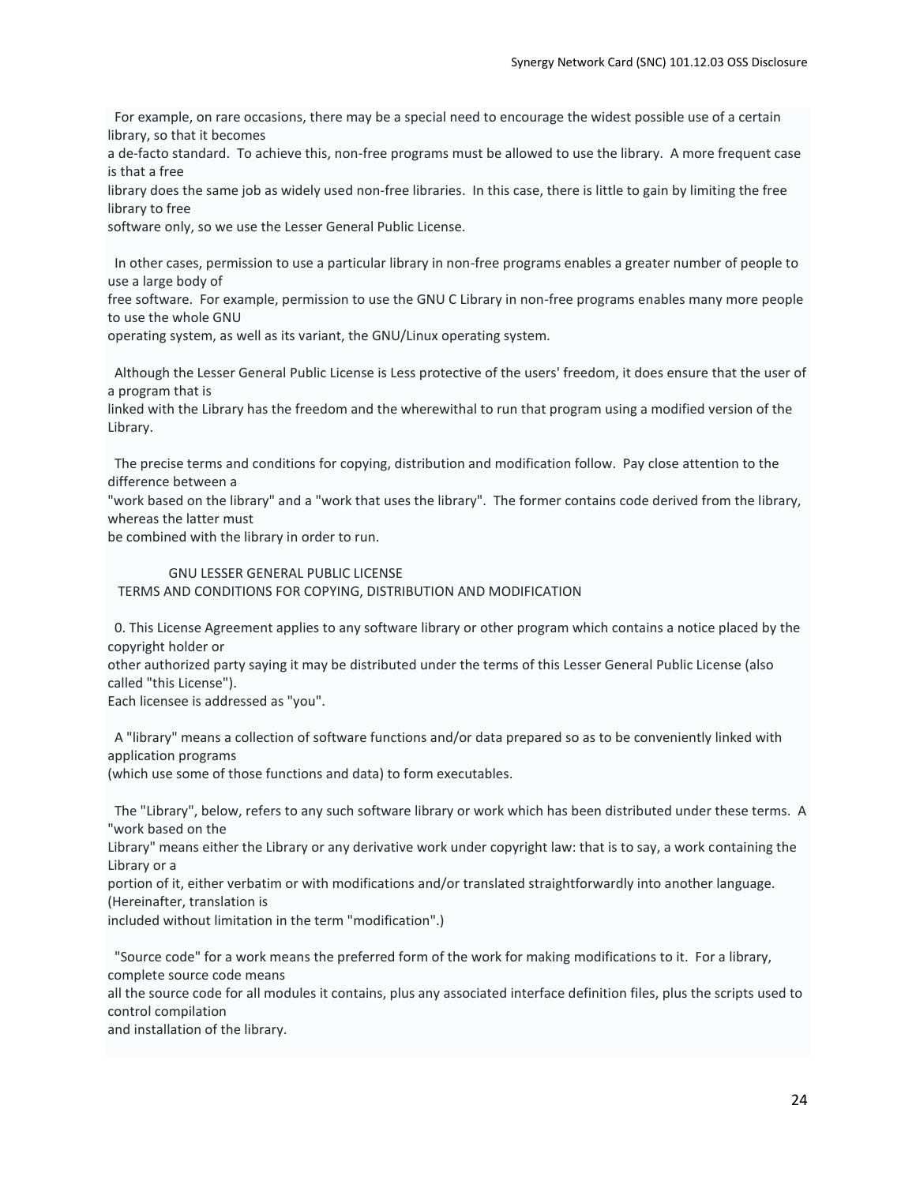For example, on rare occasions, there may be a special need to encourage the widest possible use of a certain library, so that it becomes a de-facto standard. To achieve this, non-free programs must be allowed to use the library. A more frequent case is that a free library does the same job as widely used non-free libraries. In this case, there is little to gain by limiting the free library to free software only, so we use the Lesser General Public License.

In other cases, permission to use a particular library in non-free programs enables a greater number of people to use a large body of free software. For example, permission to use the GNU C Library in non-free programs enables many more people to use the whole GNU operating system, as well as its variant, the GNU/Linux operating system.

Although the Lesser General Public License is Less protective of the users' freedom, it does ensure that the user of a program that is linked with the Library has the freedom and the wherewithal to run that program using a modified version of the Library.

The precise terms and conditions for copying, distribution and modification follow. Pay close attention to the difference between a "work based on the library" and a "work that uses the library". The former contains code derived from the library, whereas the latter must be combined with the library in order to run.

GNU LESSER GENERAL PUBLIC LICENSE
TERMS AND CONDITIONS FOR COPYING, DISTRIBUTION AND MODIFICATION

0. This License Agreement applies to any software library or other program which contains a notice placed by the copyright holder or other authorized party saying it may be distributed under the terms of this Lesser General Public License (also called "this License").
Each licensee is addressed as "you".

A "library" means a collection of software functions and/or data prepared so as to be conveniently linked with application programs (which use some of those functions and data) to form executables.

The "Library", below, refers to any such software library or work which has been distributed under these terms. A "work based on the Library" means either the Library or any derivative work under copyright law: that is to say, a work containing the Library or a portion of it, either verbatim or with modifications and/or translated straightforwardly into another language. (Hereinafter, translation is included without limitation in the term "modification".)

"Source code" for a work means the preferred form of the work for making modifications to it. For a library, complete source code means all the source code for all modules it contains, plus any associated interface definition files, plus the scripts used to control compilation and installation of the library.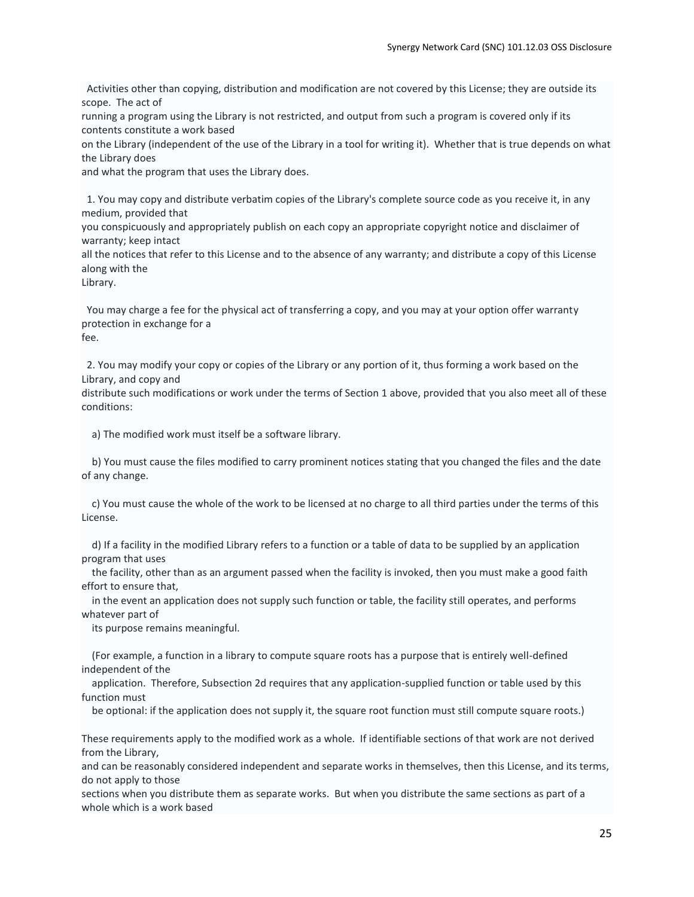Activities other than copying, distribution and modification are not covered by this License; they are outside its scope. The act of running a program using the Library is not restricted, and output from such a program is covered only if its contents constitute a work based on the Library (independent of the use of the Library in a tool for writing it). Whether that is true depends on what the Library does and what the program that uses the Library does.

1. You may copy and distribute verbatim copies of the Library's complete source code as you receive it, in any medium, provided that you conspicuously and appropriately publish on each copy an appropriate copyright notice and disclaimer of warranty; keep intact all the notices that refer to this License and to the absence of any warranty; and distribute a copy of this License along with the Library.

You may charge a fee for the physical act of transferring a copy, and you may at your option offer warranty protection in exchange for a fee.

2. You may modify your copy or copies of the Library or any portion of it, thus forming a work based on the Library, and copy and distribute such modifications or work under the terms of Section 1 above, provided that you also meet all of these conditions:

a) The modified work must itself be a software library.

b) You must cause the files modified to carry prominent notices stating that you changed the files and the date of any change.

c) You must cause the whole of the work to be licensed at no charge to all third parties under the terms of this License.

d) If a facility in the modified Library refers to a function or a table of data to be supplied by an application program that uses the facility, other than as an argument passed when the facility is invoked, then you must make a good faith effort to ensure that, in the event an application does not supply such function or table, the facility still operates, and performs whatever part of its purpose remains meaningful.

(For example, a function in a library to compute square roots has a purpose that is entirely well-defined independent of the application. Therefore, Subsection 2d requires that any application-supplied function or table used by this function must be optional: if the application does not supply it, the square root function must still compute square roots.)

These requirements apply to the modified work as a whole. If identifiable sections of that work are not derived from the Library, and can be reasonably considered independent and separate works in themselves, then this License, and its terms, do not apply to those sections when you distribute them as separate works. But when you distribute the same sections as part of a whole which is a work based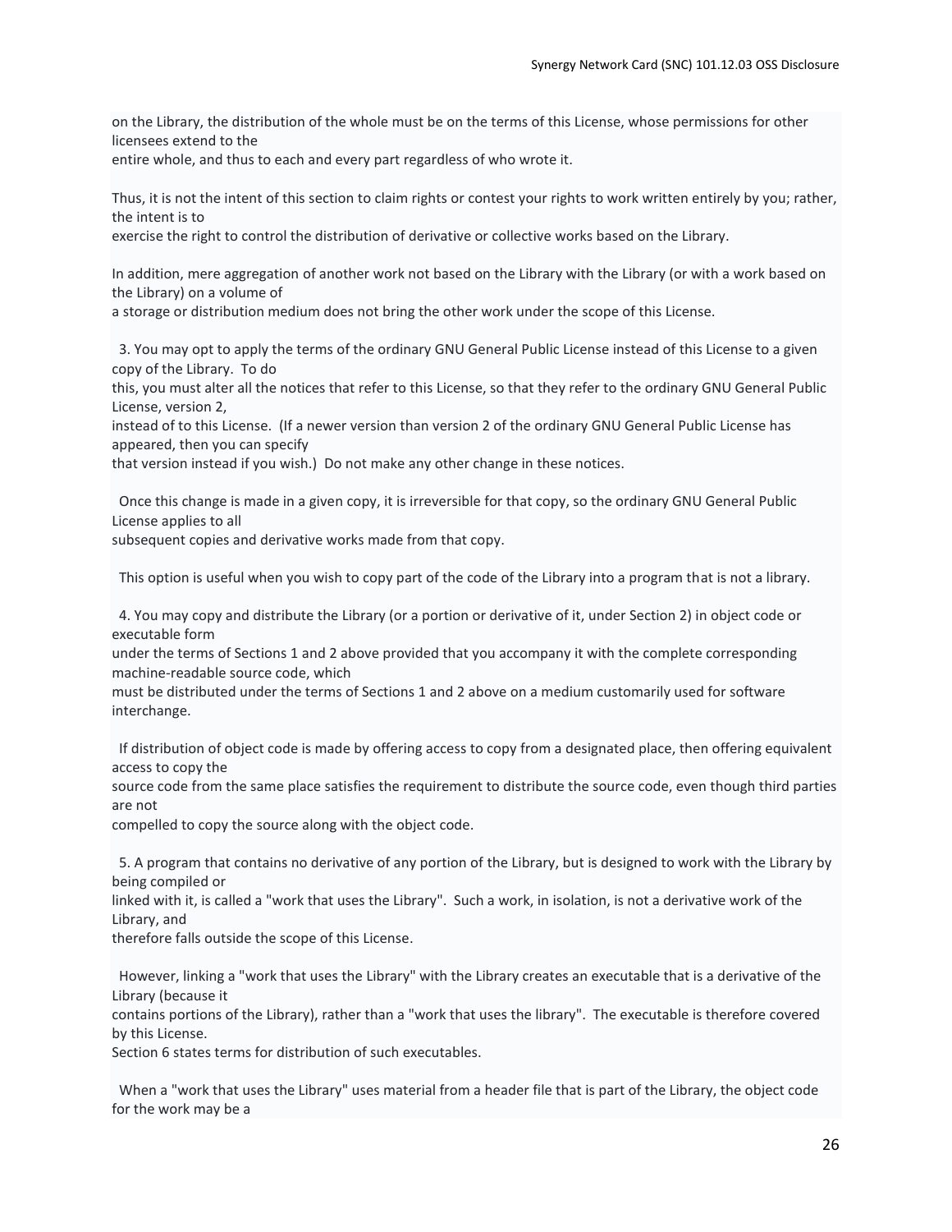on the Library, the distribution of the whole must be on the terms of this License, whose permissions for other licensees extend to the
entire whole, and thus to each and every part regardless of who wrote it.

Thus, it is not the intent of this section to claim rights or contest your rights to work written entirely by you; rather, the intent is to
exercise the right to control the distribution of derivative or collective works based on the Library.

In addition, mere aggregation of another work not based on the Library with the Library (or with a work based on the Library) on a volume of
a storage or distribution medium does not bring the other work under the scope of this License.

3. You may opt to apply the terms of the ordinary GNU General Public License instead of this License to a given copy of the Library. To do
this, you must alter all the notices that refer to this License, so that they refer to the ordinary GNU General Public License, version 2,
instead of to this License. (If a newer version than version 2 of the ordinary GNU General Public License has appeared, then you can specify
that version instead if you wish.) Do not make any other change in these notices.

Once this change is made in a given copy, it is irreversible for that copy, so the ordinary GNU General Public License applies to all
subsequent copies and derivative works made from that copy.

This option is useful when you wish to copy part of the code of the Library into a program that is not a library.

4. You may copy and distribute the Library (or a portion or derivative of it, under Section 2) in object code or executable form
under the terms of Sections 1 and 2 above provided that you accompany it with the complete corresponding machine-readable source code, which
must be distributed under the terms of Sections 1 and 2 above on a medium customarily used for software interchange.

If distribution of object code is made by offering access to copy from a designated place, then offering equivalent access to copy the
source code from the same place satisfies the requirement to distribute the source code, even though third parties are not
compelled to copy the source along with the object code.

5. A program that contains no derivative of any portion of the Library, but is designed to work with the Library by being compiled or
linked with it, is called a "work that uses the Library". Such a work, in isolation, is not a derivative work of the Library, and
therefore falls outside the scope of this License.

However, linking a "work that uses the Library" with the Library creates an executable that is a derivative of the Library (because it
contains portions of the Library), rather than a "work that uses the library". The executable is therefore covered by this License.
Section 6 states terms for distribution of such executables.

When a "work that uses the Library" uses material from a header file that is part of the Library, the object code for the work may be a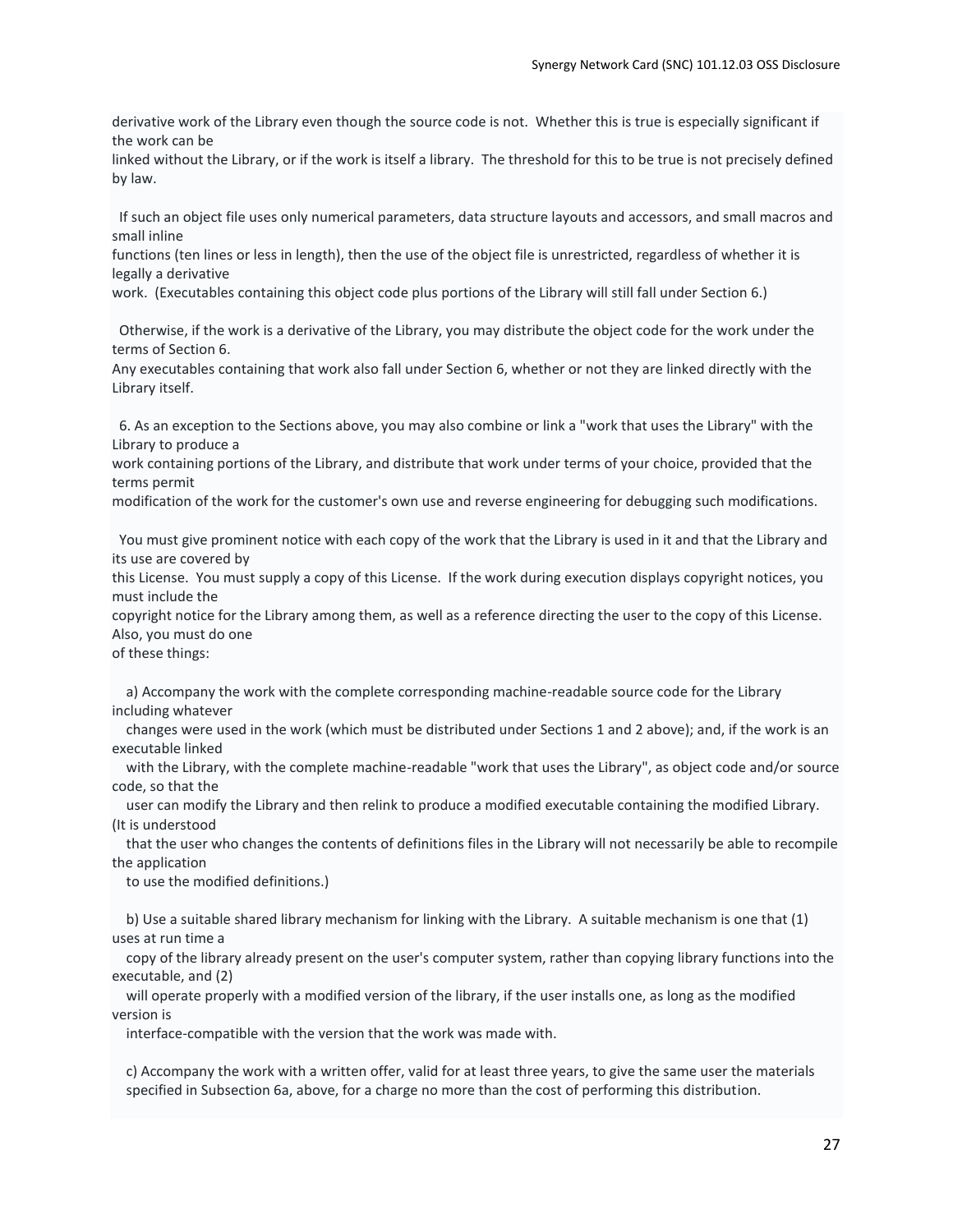derivative work of the Library even though the source code is not. Whether this is true is especially significant if the work can be linked without the Library, or if the work is itself a library. The threshold for this to be true is not precisely defined by law.

If such an object file uses only numerical parameters, data structure layouts and accessors, and small macros and small inline functions (ten lines or less in length), then the use of the object file is unrestricted, regardless of whether it is legally a derivative work. (Executables containing this object code plus portions of the Library will still fall under Section 6.)

Otherwise, if the work is a derivative of the Library, you may distribute the object code for the work under the terms of Section 6. Any executables containing that work also fall under Section 6, whether or not they are linked directly with the Library itself.

6. As an exception to the Sections above, you may also combine or link a "work that uses the Library" with the Library to produce a work containing portions of the Library, and distribute that work under terms of your choice, provided that the terms permit modification of the work for the customer's own use and reverse engineering for debugging such modifications.

You must give prominent notice with each copy of the work that the Library is used in it and that the Library and its use are covered by this License. You must supply a copy of this License. If the work during execution displays copyright notices, you must include the copyright notice for the Library among them, as well as a reference directing the user to the copy of this License. Also, you must do one of these things:

a) Accompany the work with the complete corresponding machine-readable source code for the Library including whatever changes were used in the work (which must be distributed under Sections 1 and 2 above); and, if the work is an executable linked with the Library, with the complete machine-readable "work that uses the Library", as object code and/or source code, so that the user can modify the Library and then relink to produce a modified executable containing the modified Library. (It is understood that the user who changes the contents of definitions files in the Library will not necessarily be able to recompile the application to use the modified definitions.)

b) Use a suitable shared library mechanism for linking with the Library. A suitable mechanism is one that (1) uses at run time a copy of the library already present on the user's computer system, rather than copying library functions into the executable, and (2) will operate properly with a modified version of the library, if the user installs one, as long as the modified version is interface-compatible with the version that the work was made with.

c) Accompany the work with a written offer, valid for at least three years, to give the same user the materials specified in Subsection 6a, above, for a charge no more than the cost of performing this distribution.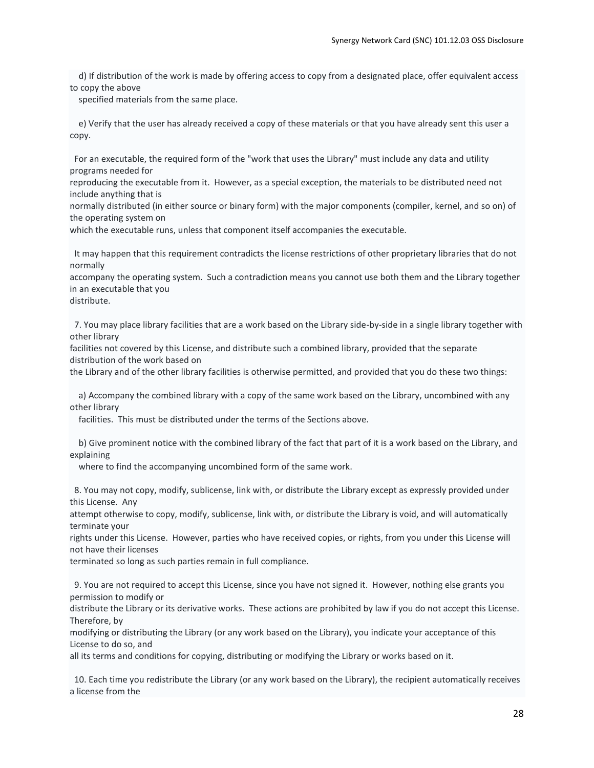d) If distribution of the work is made by offering access to copy from a designated place, offer equivalent access to copy the above specified materials from the same place.

e) Verify that the user has already received a copy of these materials or that you have already sent this user a copy.

For an executable, the required form of the "work that uses the Library" must include any data and utility programs needed for reproducing the executable from it. However, as a special exception, the materials to be distributed need not include anything that is normally distributed (in either source or binary form) with the major components (compiler, kernel, and so on) of the operating system on which the executable runs, unless that component itself accompanies the executable.

It may happen that this requirement contradicts the license restrictions of other proprietary libraries that do not normally accompany the operating system. Such a contradiction means you cannot use both them and the Library together in an executable that you distribute.

7. You may place library facilities that are a work based on the Library side-by-side in a single library together with other library facilities not covered by this License, and distribute such a combined library, provided that the separate distribution of the work based on the Library and of the other library facilities is otherwise permitted, and provided that you do these two things:

a) Accompany the combined library with a copy of the same work based on the Library, uncombined with any other library facilities. This must be distributed under the terms of the Sections above.

b) Give prominent notice with the combined library of the fact that part of it is a work based on the Library, and explaining where to find the accompanying uncombined form of the same work.

8. You may not copy, modify, sublicense, link with, or distribute the Library except as expressly provided under this License. Any attempt otherwise to copy, modify, sublicense, link with, or distribute the Library is void, and will automatically terminate your rights under this License. However, parties who have received copies, or rights, from you under this License will not have their licenses terminated so long as such parties remain in full compliance.

9. You are not required to accept this License, since you have not signed it. However, nothing else grants you permission to modify or distribute the Library or its derivative works. These actions are prohibited by law if you do not accept this License. Therefore, by modifying or distributing the Library (or any work based on the Library), you indicate your acceptance of this License to do so, and all its terms and conditions for copying, distributing or modifying the Library or works based on it.

10. Each time you redistribute the Library (or any work based on the Library), the recipient automatically receives a license from the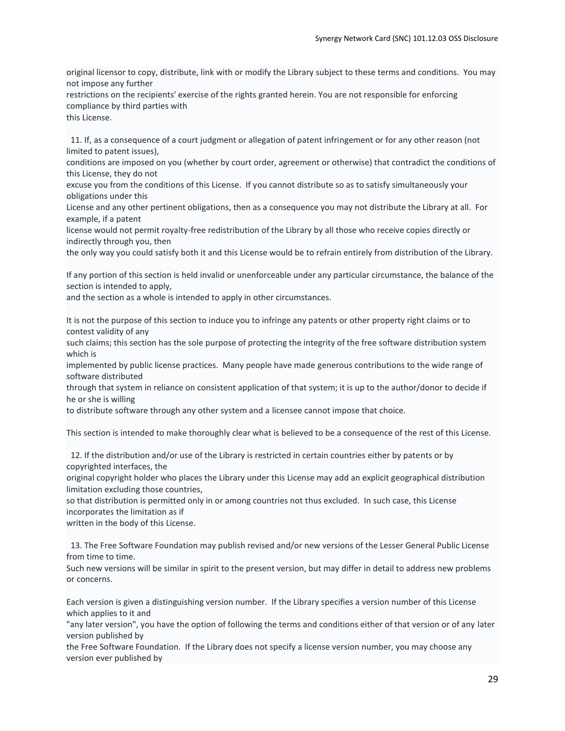original licensor to copy, distribute, link with or modify the Library subject to these terms and conditions. You may not impose any further
restrictions on the recipients' exercise of the rights granted herein. You are not responsible for enforcing compliance by third parties with
this License.

11. If, as a consequence of a court judgment or allegation of patent infringement or for any other reason (not limited to patent issues),
conditions are imposed on you (whether by court order, agreement or otherwise) that contradict the conditions of this License, they do not
excuse you from the conditions of this License. If you cannot distribute so as to satisfy simultaneously your obligations under this
License and any other pertinent obligations, then as a consequence you may not distribute the Library at all. For example, if a patent
license would not permit royalty-free redistribution of the Library by all those who receive copies directly or indirectly through you, then
the only way you could satisfy both it and this License would be to refrain entirely from distribution of the Library.

If any portion of this section is held invalid or unenforceable under any particular circumstance, the balance of the section is intended to apply,
and the section as a whole is intended to apply in other circumstances.

It is not the purpose of this section to induce you to infringe any patents or other property right claims or to contest validity of any
such claims; this section has the sole purpose of protecting the integrity of the free software distribution system which is
implemented by public license practices. Many people have made generous contributions to the wide range of software distributed
through that system in reliance on consistent application of that system; it is up to the author/donor to decide if he or she is willing
to distribute software through any other system and a licensee cannot impose that choice.

This section is intended to make thoroughly clear what is believed to be a consequence of the rest of this License.

12. If the distribution and/or use of the Library is restricted in certain countries either by patents or by copyrighted interfaces, the
original copyright holder who places the Library under this License may add an explicit geographical distribution limitation excluding those countries,
so that distribution is permitted only in or among countries not thus excluded. In such case, this License incorporates the limitation as if
written in the body of this License.

13. The Free Software Foundation may publish revised and/or new versions of the Lesser General Public License from time to time.
Such new versions will be similar in spirit to the present version, but may differ in detail to address new problems or concerns.

Each version is given a distinguishing version number. If the Library specifies a version number of this License which applies to it and
"any later version", you have the option of following the terms and conditions either of that version or of any later version published by
the Free Software Foundation. If the Library does not specify a license version number, you may choose any version ever published by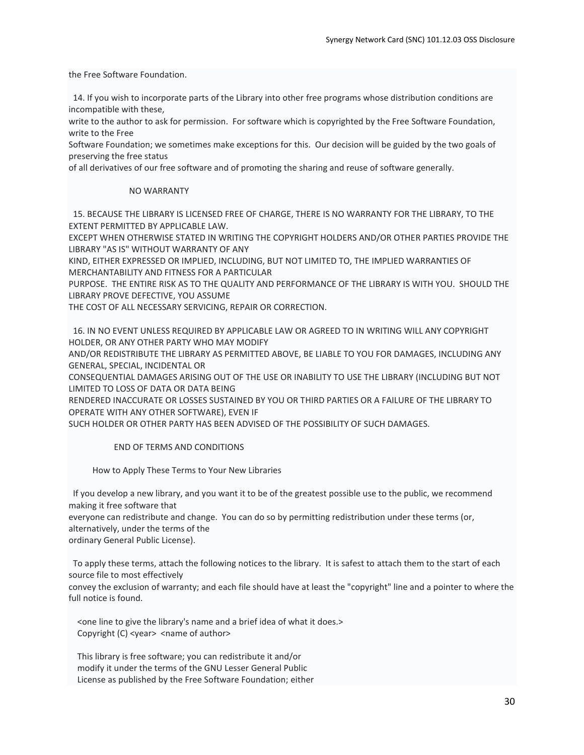the Free Software Foundation.

14. If you wish to incorporate parts of the Library into other free programs whose distribution conditions are incompatible with these,
write to the author to ask for permission. For software which is copyrighted by the Free Software Foundation, write to the Free
Software Foundation; we sometimes make exceptions for this. Our decision will be guided by the two goals of preserving the free status
of all derivatives of our free software and of promoting the sharing and reuse of software generally.

NO WARRANTY

15. BECAUSE THE LIBRARY IS LICENSED FREE OF CHARGE, THERE IS NO WARRANTY FOR THE LIBRARY, TO THE EXTENT PERMITTED BY APPLICABLE LAW.
EXCEPT WHEN OTHERWISE STATED IN WRITING THE COPYRIGHT HOLDERS AND/OR OTHER PARTIES PROVIDE THE LIBRARY "AS IS" WITHOUT WARRANTY OF ANY
KIND, EITHER EXPRESSED OR IMPLIED, INCLUDING, BUT NOT LIMITED TO, THE IMPLIED WARRANTIES OF MERCHANTABILITY AND FITNESS FOR A PARTICULAR
PURPOSE. THE ENTIRE RISK AS TO THE QUALITY AND PERFORMANCE OF THE LIBRARY IS WITH YOU. SHOULD THE LIBRARY PROVE DEFECTIVE, YOU ASSUME
THE COST OF ALL NECESSARY SERVICING, REPAIR OR CORRECTION.

16. IN NO EVENT UNLESS REQUIRED BY APPLICABLE LAW OR AGREED TO IN WRITING WILL ANY COPYRIGHT HOLDER, OR ANY OTHER PARTY WHO MAY MODIFY
AND/OR REDISTRIBUTE THE LIBRARY AS PERMITTED ABOVE, BE LIABLE TO YOU FOR DAMAGES, INCLUDING ANY GENERAL, SPECIAL, INCIDENTAL OR
CONSEQUENTIAL DAMAGES ARISING OUT OF THE USE OR INABILITY TO USE THE LIBRARY (INCLUDING BUT NOT LIMITED TO LOSS OF DATA OR DATA BEING
RENDERED INACCURATE OR LOSSES SUSTAINED BY YOU OR THIRD PARTIES OR A FAILURE OF THE LIBRARY TO OPERATE WITH ANY OTHER SOFTWARE), EVEN IF
SUCH HOLDER OR OTHER PARTY HAS BEEN ADVISED OF THE POSSIBILITY OF SUCH DAMAGES.

END OF TERMS AND CONDITIONS

How to Apply These Terms to Your New Libraries

If you develop a new library, and you want it to be of the greatest possible use to the public, we recommend making it free software that
everyone can redistribute and change. You can do so by permitting redistribution under these terms (or, alternatively, under the terms of the
ordinary General Public License).

To apply these terms, attach the following notices to the library. It is safest to attach them to the start of each source file to most effectively
convey the exclusion of warranty; and each file should have at least the "copyright" line and a pointer to where the full notice is found.

```
<one line to give the library's name and a brief idea of what it does.>
Copyright (C) <year>  <name of author>

This library is free software; you can redistribute it and/or
modify it under the terms of the GNU Lesser General Public
License as published by the Free Software Foundation; either
```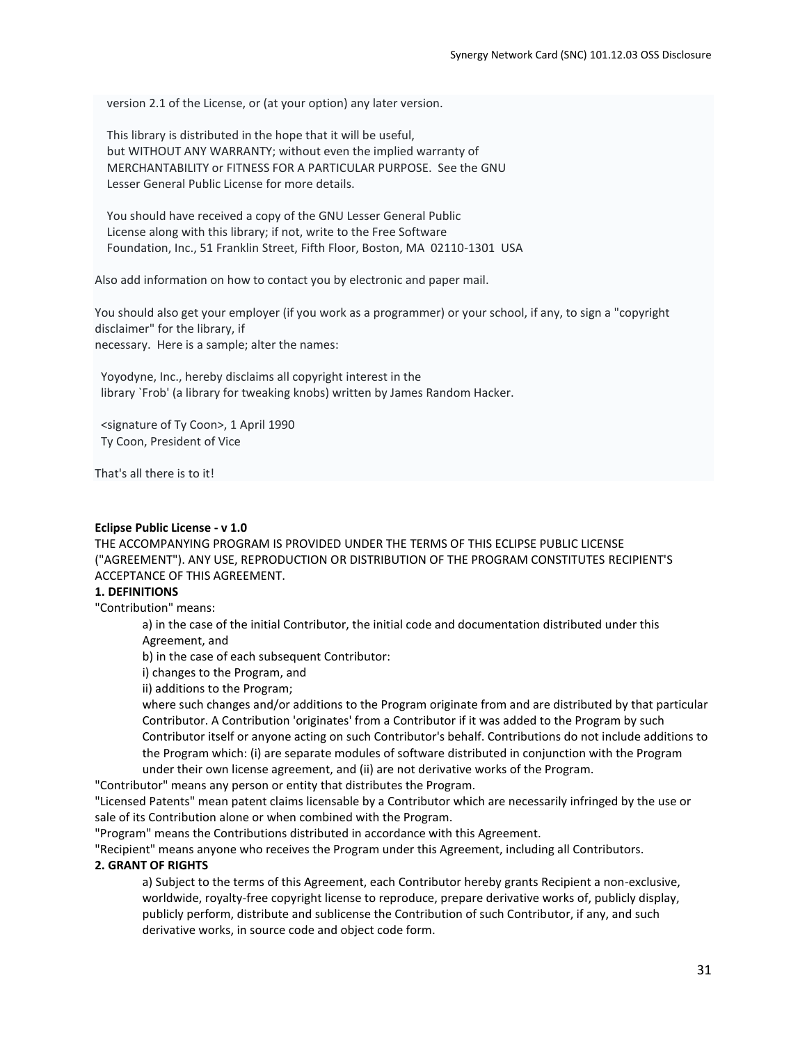version 2.1 of the License, or (at your option) any later version.

This library is distributed in the hope that it will be useful,
but WITHOUT ANY WARRANTY; without even the implied warranty of
MERCHANTABILITY or FITNESS FOR A PARTICULAR PURPOSE. See the GNU
Lesser General Public License for more details.

You should have received a copy of the GNU Lesser General Public
License along with this library; if not, write to the Free Software
Foundation, Inc., 51 Franklin Street, Fifth Floor, Boston, MA 02110-1301 USA

Also add information on how to contact you by electronic and paper mail.

You should also get your employer (if you work as a programmer) or your school, if any, to sign a "copyright disclaimer" for the library, if
necessary. Here is a sample; alter the names:

Yoyodyne, Inc., hereby disclaims all copyright interest in the
library `Frob' (a library for tweaking knobs) written by James Random Hacker.

<signature of Ty Coon>, 1 April 1990
Ty Coon, President of Vice

That's all there is to it!

**Eclipse Public License - v 1.0**

THE ACCOMPANYING PROGRAM IS PROVIDED UNDER THE TERMS OF THIS ECLIPSE PUBLIC LICENSE ("AGREEMENT"). ANY USE, REPRODUCTION OR DISTRIBUTION OF THE PROGRAM CONSTITUTES RECIPIENT'S ACCEPTANCE OF THIS AGREEMENT.

**1. DEFINITIONS**

"Contribution" means:

a) in the case of the initial Contributor, the initial code and documentation distributed under this Agreement, and

b) in the case of each subsequent Contributor:

i) changes to the Program, and

ii) additions to the Program;

where such changes and/or additions to the Program originate from and are distributed by that particular Contributor. A Contribution 'originates' from a Contributor if it was added to the Program by such Contributor itself or anyone acting on such Contributor's behalf. Contributions do not include additions to the Program which: (i) are separate modules of software distributed in conjunction with the Program under their own license agreement, and (ii) are not derivative works of the Program.

"Contributor" means any person or entity that distributes the Program.

"Licensed Patents" mean patent claims licensable by a Contributor which are necessarily infringed by the use or sale of its Contribution alone or when combined with the Program.

"Program" means the Contributions distributed in accordance with this Agreement.

"Recipient" means anyone who receives the Program under this Agreement, including all Contributors.

**2. GRANT OF RIGHTS**

a) Subject to the terms of this Agreement, each Contributor hereby grants Recipient a non-exclusive, worldwide, royalty-free copyright license to reproduce, prepare derivative works of, publicly display, publicly perform, distribute and sublicense the Contribution of such Contributor, if any, and such derivative works, in source code and object code form.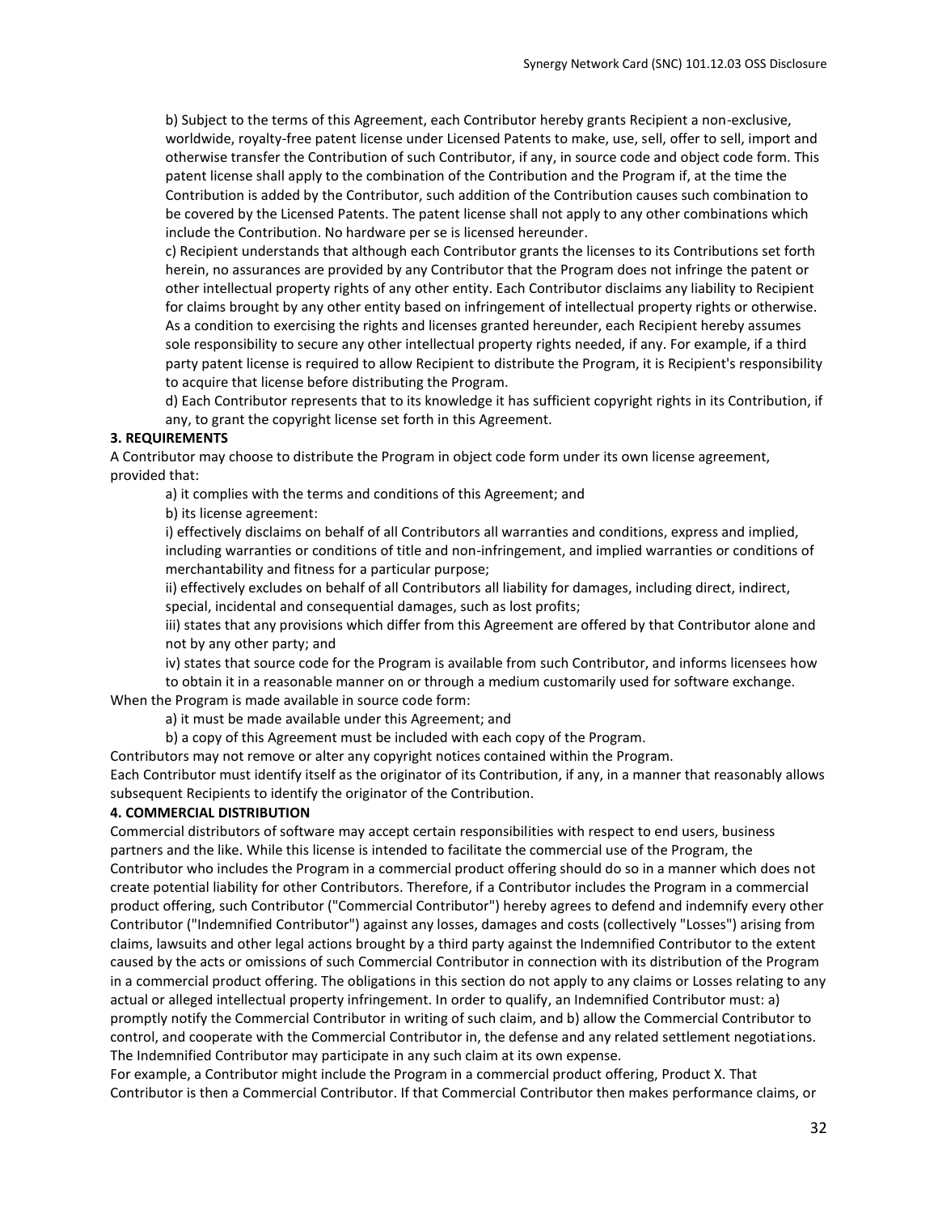b) Subject to the terms of this Agreement, each Contributor hereby grants Recipient a non-exclusive, worldwide, royalty-free patent license under Licensed Patents to make, use, sell, offer to sell, import and otherwise transfer the Contribution of such Contributor, if any, in source code and object code form. This patent license shall apply to the combination of the Contribution and the Program if, at the time the Contribution is added by the Contributor, such addition of the Contribution causes such combination to be covered by the Licensed Patents. The patent license shall not apply to any other combinations which include the Contribution. No hardware per se is licensed hereunder.

c) Recipient understands that although each Contributor grants the licenses to its Contributions set forth herein, no assurances are provided by any Contributor that the Program does not infringe the patent or other intellectual property rights of any other entity. Each Contributor disclaims any liability to Recipient for claims brought by any other entity based on infringement of intellectual property rights or otherwise. As a condition to exercising the rights and licenses granted hereunder, each Recipient hereby assumes sole responsibility to secure any other intellectual property rights needed, if any. For example, if a third party patent license is required to allow Recipient to distribute the Program, it is Recipient's responsibility to acquire that license before distributing the Program.

d) Each Contributor represents that to its knowledge it has sufficient copyright rights in its Contribution, if any, to grant the copyright license set forth in this Agreement.

**3. REQUIREMENTS**

A Contributor may choose to distribute the Program in object code form under its own license agreement, provided that:

a) it complies with the terms and conditions of this Agreement; and

b) its license agreement:

i) effectively disclaims on behalf of all Contributors all warranties and conditions, express and implied, including warranties or conditions of title and non-infringement, and implied warranties or conditions of merchantability and fitness for a particular purpose;

ii) effectively excludes on behalf of all Contributors all liability for damages, including direct, indirect, special, incidental and consequential damages, such as lost profits;

iii) states that any provisions which differ from this Agreement are offered by that Contributor alone and not by any other party; and

iv) states that source code for the Program is available from such Contributor, and informs licensees how to obtain it in a reasonable manner on or through a medium customarily used for software exchange.

When the Program is made available in source code form:

a) it must be made available under this Agreement; and

b) a copy of this Agreement must be included with each copy of the Program.

Contributors may not remove or alter any copyright notices contained within the Program.

Each Contributor must identify itself as the originator of its Contribution, if any, in a manner that reasonably allows subsequent Recipients to identify the originator of the Contribution.

**4. COMMERCIAL DISTRIBUTION**

Commercial distributors of software may accept certain responsibilities with respect to end users, business partners and the like. While this license is intended to facilitate the commercial use of the Program, the Contributor who includes the Program in a commercial product offering should do so in a manner which does not create potential liability for other Contributors. Therefore, if a Contributor includes the Program in a commercial product offering, such Contributor ("Commercial Contributor") hereby agrees to defend and indemnify every other Contributor ("Indemnified Contributor") against any losses, damages and costs (collectively "Losses") arising from claims, lawsuits and other legal actions brought by a third party against the Indemnified Contributor to the extent caused by the acts or omissions of such Commercial Contributor in connection with its distribution of the Program in a commercial product offering. The obligations in this section do not apply to any claims or Losses relating to any actual or alleged intellectual property infringement. In order to qualify, an Indemnified Contributor must: a) promptly notify the Commercial Contributor in writing of such claim, and b) allow the Commercial Contributor to control, and cooperate with the Commercial Contributor in, the defense and any related settlement negotiations. The Indemnified Contributor may participate in any such claim at its own expense.

For example, a Contributor might include the Program in a commercial product offering, Product X. That Contributor is then a Commercial Contributor. If that Commercial Contributor then makes performance claims, or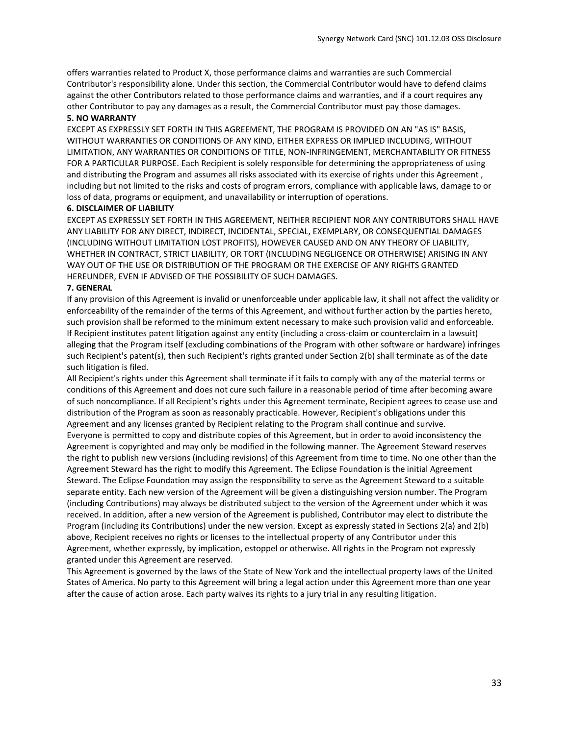offers warranties related to Product X, those performance claims and warranties are such Commercial Contributor's responsibility alone. Under this section, the Commercial Contributor would have to defend claims against the other Contributors related to those performance claims and warranties, and if a court requires any other Contributor to pay any damages as a result, the Commercial Contributor must pay those damages.

**5. NO WARRANTY**

EXCEPT AS EXPRESSLY SET FORTH IN THIS AGREEMENT, THE PROGRAM IS PROVIDED ON AN "AS IS" BASIS, WITHOUT WARRANTIES OR CONDITIONS OF ANY KIND, EITHER EXPRESS OR IMPLIED INCLUDING, WITHOUT LIMITATION, ANY WARRANTIES OR CONDITIONS OF TITLE, NON-INFRINGEMENT, MERCHANTABILITY OR FITNESS FOR A PARTICULAR PURPOSE. Each Recipient is solely responsible for determining the appropriateness of using and distributing the Program and assumes all risks associated with its exercise of rights under this Agreement , including but not limited to the risks and costs of program errors, compliance with applicable laws, damage to or loss of data, programs or equipment, and unavailability or interruption of operations.

**6. DISCLAIMER OF LIABILITY**

EXCEPT AS EXPRESSLY SET FORTH IN THIS AGREEMENT, NEITHER RECIPIENT NOR ANY CONTRIBUTORS SHALL HAVE ANY LIABILITY FOR ANY DIRECT, INDIRECT, INCIDENTAL, SPECIAL, EXEMPLARY, OR CONSEQUENTIAL DAMAGES (INCLUDING WITHOUT LIMITATION LOST PROFITS), HOWEVER CAUSED AND ON ANY THEORY OF LIABILITY, WHETHER IN CONTRACT, STRICT LIABILITY, OR TORT (INCLUDING NEGLIGENCE OR OTHERWISE) ARISING IN ANY WAY OUT OF THE USE OR DISTRIBUTION OF THE PROGRAM OR THE EXERCISE OF ANY RIGHTS GRANTED HEREUNDER, EVEN IF ADVISED OF THE POSSIBILITY OF SUCH DAMAGES.

**7. GENERAL**

If any provision of this Agreement is invalid or unenforceable under applicable law, it shall not affect the validity or enforceability of the remainder of the terms of this Agreement, and without further action by the parties hereto, such provision shall be reformed to the minimum extent necessary to make such provision valid and enforceable.

If Recipient institutes patent litigation against any entity (including a cross-claim or counterclaim in a lawsuit) alleging that the Program itself (excluding combinations of the Program with other software or hardware) infringes such Recipient's patent(s), then such Recipient's rights granted under Section 2(b) shall terminate as of the date such litigation is filed.

All Recipient's rights under this Agreement shall terminate if it fails to comply with any of the material terms or conditions of this Agreement and does not cure such failure in a reasonable period of time after becoming aware of such noncompliance. If all Recipient's rights under this Agreement terminate, Recipient agrees to cease use and distribution of the Program as soon as reasonably practicable. However, Recipient's obligations under this Agreement and any licenses granted by Recipient relating to the Program shall continue and survive.

Everyone is permitted to copy and distribute copies of this Agreement, but in order to avoid inconsistency the Agreement is copyrighted and may only be modified in the following manner. The Agreement Steward reserves the right to publish new versions (including revisions) of this Agreement from time to time. No one other than the Agreement Steward has the right to modify this Agreement. The Eclipse Foundation is the initial Agreement Steward. The Eclipse Foundation may assign the responsibility to serve as the Agreement Steward to a suitable separate entity. Each new version of the Agreement will be given a distinguishing version number. The Program (including Contributions) may always be distributed subject to the version of the Agreement under which it was received. In addition, after a new version of the Agreement is published, Contributor may elect to distribute the Program (including its Contributions) under the new version. Except as expressly stated in Sections 2(a) and 2(b) above, Recipient receives no rights or licenses to the intellectual property of any Contributor under this Agreement, whether expressly, by implication, estoppel or otherwise. All rights in the Program not expressly granted under this Agreement are reserved.

This Agreement is governed by the laws of the State of New York and the intellectual property laws of the United States of America. No party to this Agreement will bring a legal action under this Agreement more than one year after the cause of action arose. Each party waives its rights to a jury trial in any resulting litigation.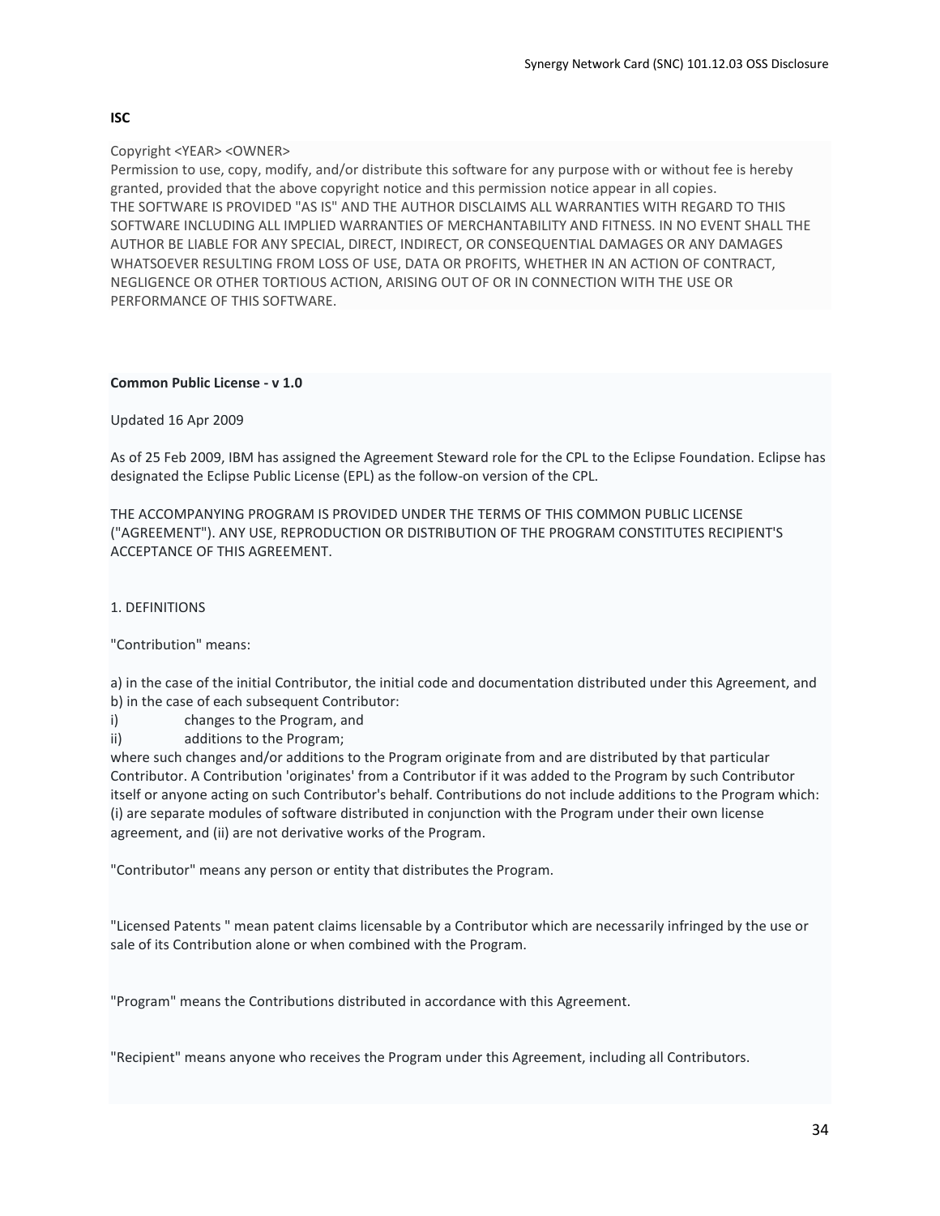**ISC**

Copyright <YEAR> <OWNER>
Permission to use, copy, modify, and/or distribute this software for any purpose with or without fee is hereby granted, provided that the above copyright notice and this permission notice appear in all copies.
THE SOFTWARE IS PROVIDED "AS IS" AND THE AUTHOR DISCLAIMS ALL WARRANTIES WITH REGARD TO THIS SOFTWARE INCLUDING ALL IMPLIED WARRANTIES OF MERCHANTABILITY AND FITNESS. IN NO EVENT SHALL THE AUTHOR BE LIABLE FOR ANY SPECIAL, DIRECT, INDIRECT, OR CONSEQUENTIAL DAMAGES OR ANY DAMAGES WHATSOEVER RESULTING FROM LOSS OF USE, DATA OR PROFITS, WHETHER IN AN ACTION OF CONTRACT, NEGLIGENCE OR OTHER TORTIOUS ACTION, ARISING OUT OF OR IN CONNECTION WITH THE USE OR PERFORMANCE OF THIS SOFTWARE.

**Common Public License - v 1.0**

Updated 16 Apr 2009

As of 25 Feb 2009, IBM has assigned the Agreement Steward role for the CPL to the Eclipse Foundation. Eclipse has designated the Eclipse Public License (EPL) as the follow-on version of the CPL.

THE ACCOMPANYING PROGRAM IS PROVIDED UNDER THE TERMS OF THIS COMMON PUBLIC LICENSE ("AGREEMENT"). ANY USE, REPRODUCTION OR DISTRIBUTION OF THE PROGRAM CONSTITUTES RECIPIENT'S ACCEPTANCE OF THIS AGREEMENT.

1. DEFINITIONS

"Contribution" means:

a) in the case of the initial Contributor, the initial code and documentation distributed under this Agreement, and
b) in the case of each subsequent Contributor:
i) changes to the Program, and
ii) additions to the Program;
where such changes and/or additions to the Program originate from and are distributed by that particular Contributor. A Contribution 'originates' from a Contributor if it was added to the Program by such Contributor itself or anyone acting on such Contributor's behalf. Contributions do not include additions to the Program which: (i) are separate modules of software distributed in conjunction with the Program under their own license agreement, and (ii) are not derivative works of the Program.

"Contributor" means any person or entity that distributes the Program.

"Licensed Patents " mean patent claims licensable by a Contributor which are necessarily infringed by the use or sale of its Contribution alone or when combined with the Program.

"Program" means the Contributions distributed in accordance with this Agreement.

"Recipient" means anyone who receives the Program under this Agreement, including all Contributors.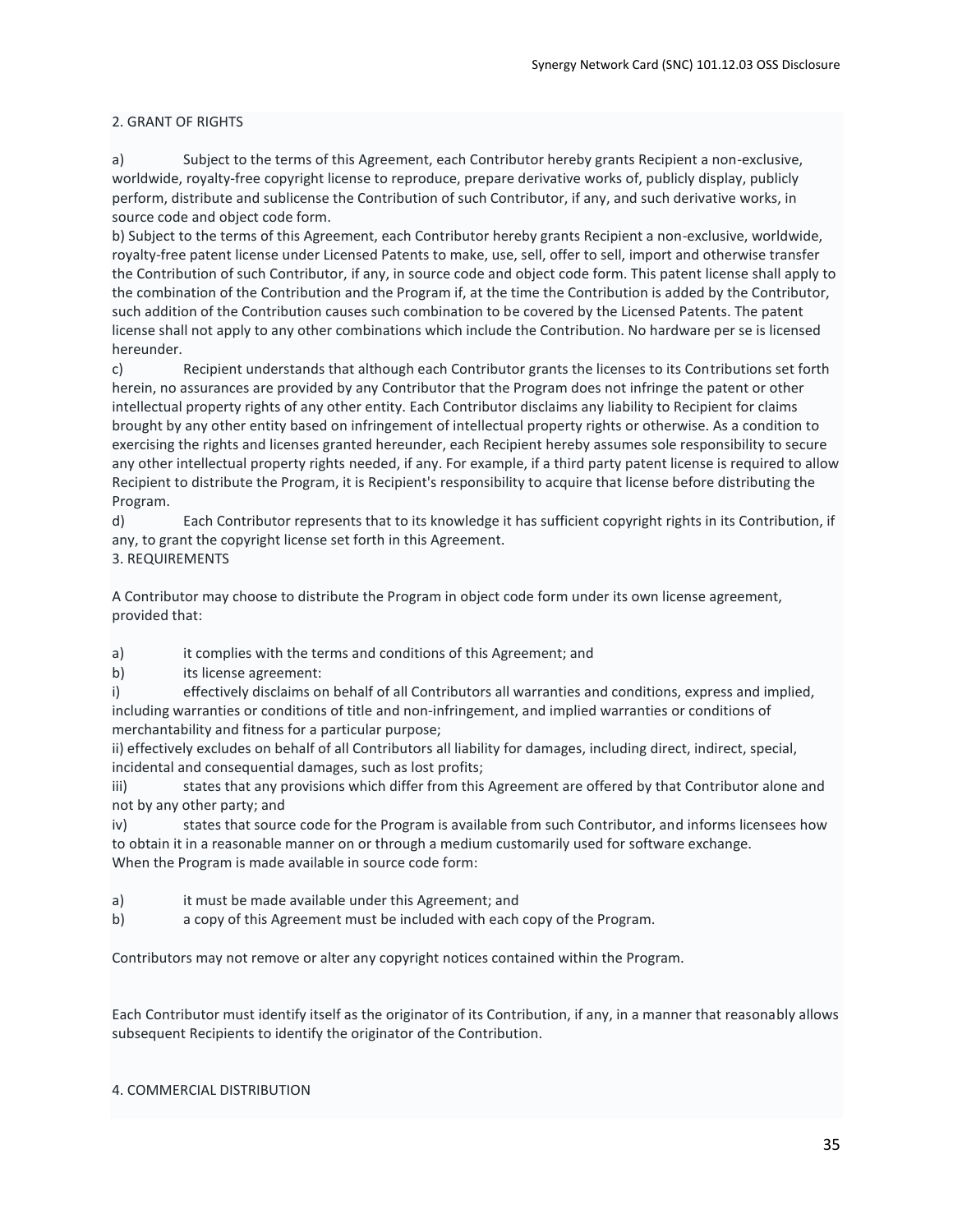2. GRANT OF RIGHTS

a) Subject to the terms of this Agreement, each Contributor hereby grants Recipient a non-exclusive, worldwide, royalty-free copyright license to reproduce, prepare derivative works of, publicly display, publicly perform, distribute and sublicense the Contribution of such Contributor, if any, and such derivative works, in source code and object code form.

b) Subject to the terms of this Agreement, each Contributor hereby grants Recipient a non-exclusive, worldwide, royalty-free patent license under Licensed Patents to make, use, sell, offer to sell, import and otherwise transfer the Contribution of such Contributor, if any, in source code and object code form. This patent license shall apply to the combination of the Contribution and the Program if, at the time the Contribution is added by the Contributor, such addition of the Contribution causes such combination to be covered by the Licensed Patents. The patent license shall not apply to any other combinations which include the Contribution. No hardware per se is licensed hereunder.

c) Recipient understands that although each Contributor grants the licenses to its Contributions set forth herein, no assurances are provided by any Contributor that the Program does not infringe the patent or other intellectual property rights of any other entity. Each Contributor disclaims any liability to Recipient for claims brought by any other entity based on infringement of intellectual property rights or otherwise. As a condition to exercising the rights and licenses granted hereunder, each Recipient hereby assumes sole responsibility to secure any other intellectual property rights needed, if any. For example, if a third party patent license is required to allow Recipient to distribute the Program, it is Recipient's responsibility to acquire that license before distributing the Program.

d) Each Contributor represents that to its knowledge it has sufficient copyright rights in its Contribution, if any, to grant the copyright license set forth in this Agreement.

3. REQUIREMENTS

A Contributor may choose to distribute the Program in object code form under its own license agreement, provided that:

a) it complies with the terms and conditions of this Agreement; and

b) its license agreement:

i) effectively disclaims on behalf of all Contributors all warranties and conditions, express and implied, including warranties or conditions of title and non-infringement, and implied warranties or conditions of merchantability and fitness for a particular purpose;

ii) effectively excludes on behalf of all Contributors all liability for damages, including direct, indirect, special, incidental and consequential damages, such as lost profits;

iii) states that any provisions which differ from this Agreement are offered by that Contributor alone and not by any other party; and

iv) states that source code for the Program is available from such Contributor, and informs licensees how to obtain it in a reasonable manner on or through a medium customarily used for software exchange.

When the Program is made available in source code form:

a) it must be made available under this Agreement; and

b) a copy of this Agreement must be included with each copy of the Program.

Contributors may not remove or alter any copyright notices contained within the Program.

Each Contributor must identify itself as the originator of its Contribution, if any, in a manner that reasonably allows subsequent Recipients to identify the originator of the Contribution.

4. COMMERCIAL DISTRIBUTION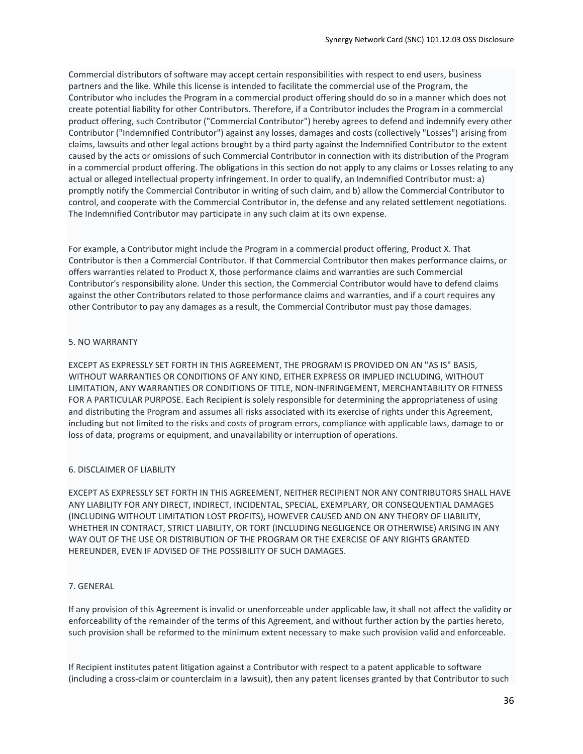Commercial distributors of software may accept certain responsibilities with respect to end users, business partners and the like. While this license is intended to facilitate the commercial use of the Program, the Contributor who includes the Program in a commercial product offering should do so in a manner which does not create potential liability for other Contributors. Therefore, if a Contributor includes the Program in a commercial product offering, such Contributor ("Commercial Contributor") hereby agrees to defend and indemnify every other Contributor ("Indemnified Contributor") against any losses, damages and costs (collectively "Losses") arising from claims, lawsuits and other legal actions brought by a third party against the Indemnified Contributor to the extent caused by the acts or omissions of such Commercial Contributor in connection with its distribution of the Program in a commercial product offering. The obligations in this section do not apply to any claims or Losses relating to any actual or alleged intellectual property infringement. In order to qualify, an Indemnified Contributor must: a) promptly notify the Commercial Contributor in writing of such claim, and b) allow the Commercial Contributor to control, and cooperate with the Commercial Contributor in, the defense and any related settlement negotiations. The Indemnified Contributor may participate in any such claim at its own expense.

For example, a Contributor might include the Program in a commercial product offering, Product X. That Contributor is then a Commercial Contributor. If that Commercial Contributor then makes performance claims, or offers warranties related to Product X, those performance claims and warranties are such Commercial Contributor's responsibility alone. Under this section, the Commercial Contributor would have to defend claims against the other Contributors related to those performance claims and warranties, and if a court requires any other Contributor to pay any damages as a result, the Commercial Contributor must pay those damages.

## 5. NO WARRANTY

EXCEPT AS EXPRESSLY SET FORTH IN THIS AGREEMENT, THE PROGRAM IS PROVIDED ON AN "AS IS" BASIS, WITHOUT WARRANTIES OR CONDITIONS OF ANY KIND, EITHER EXPRESS OR IMPLIED INCLUDING, WITHOUT LIMITATION, ANY WARRANTIES OR CONDITIONS OF TITLE, NON-INFRINGEMENT, MERCHANTABILITY OR FITNESS FOR A PARTICULAR PURPOSE. Each Recipient is solely responsible for determining the appropriateness of using and distributing the Program and assumes all risks associated with its exercise of rights under this Agreement, including but not limited to the risks and costs of program errors, compliance with applicable laws, damage to or loss of data, programs or equipment, and unavailability or interruption of operations.

## 6. DISCLAIMER OF LIABILITY

EXCEPT AS EXPRESSLY SET FORTH IN THIS AGREEMENT, NEITHER RECIPIENT NOR ANY CONTRIBUTORS SHALL HAVE ANY LIABILITY FOR ANY DIRECT, INDIRECT, INCIDENTAL, SPECIAL, EXEMPLARY, OR CONSEQUENTIAL DAMAGES (INCLUDING WITHOUT LIMITATION LOST PROFITS), HOWEVER CAUSED AND ON ANY THEORY OF LIABILITY, WHETHER IN CONTRACT, STRICT LIABILITY, OR TORT (INCLUDING NEGLIGENCE OR OTHERWISE) ARISING IN ANY WAY OUT OF THE USE OR DISTRIBUTION OF THE PROGRAM OR THE EXERCISE OF ANY RIGHTS GRANTED HEREUNDER, EVEN IF ADVISED OF THE POSSIBILITY OF SUCH DAMAGES.

## 7. GENERAL

If any provision of this Agreement is invalid or unenforceable under applicable law, it shall not affect the validity or enforceability of the remainder of the terms of this Agreement, and without further action by the parties hereto, such provision shall be reformed to the minimum extent necessary to make such provision valid and enforceable.

If Recipient institutes patent litigation against a Contributor with respect to a patent applicable to software (including a cross-claim or counterclaim in a lawsuit), then any patent licenses granted by that Contributor to such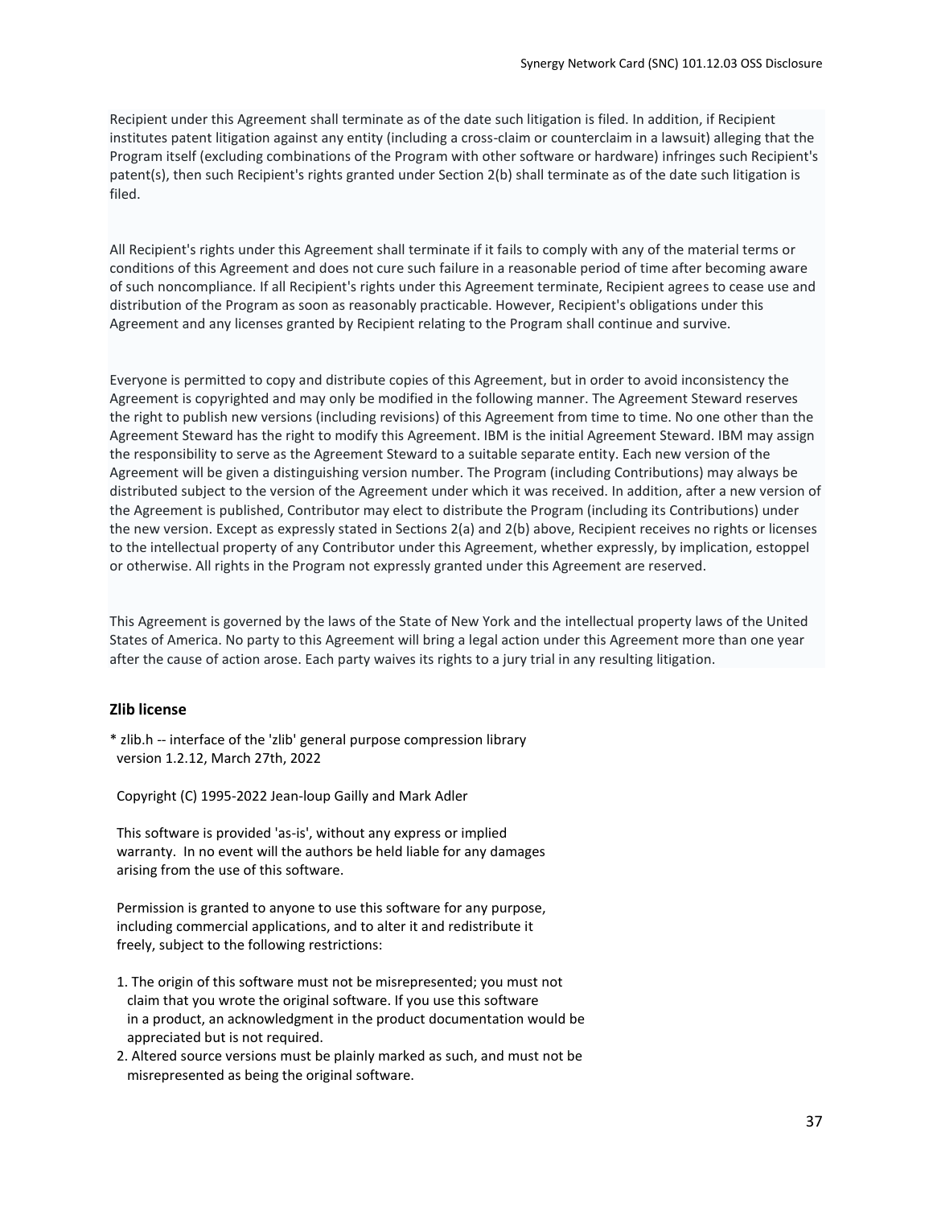Recipient under this Agreement shall terminate as of the date such litigation is filed. In addition, if Recipient institutes patent litigation against any entity (including a cross-claim or counterclaim in a lawsuit) alleging that the Program itself (excluding combinations of the Program with other software or hardware) infringes such Recipient's patent(s), then such Recipient's rights granted under Section 2(b) shall terminate as of the date such litigation is filed.

All Recipient's rights under this Agreement shall terminate if it fails to comply with any of the material terms or conditions of this Agreement and does not cure such failure in a reasonable period of time after becoming aware of such noncompliance. If all Recipient's rights under this Agreement terminate, Recipient agrees to cease use and distribution of the Program as soon as reasonably practicable. However, Recipient's obligations under this Agreement and any licenses granted by Recipient relating to the Program shall continue and survive.

Everyone is permitted to copy and distribute copies of this Agreement, but in order to avoid inconsistency the Agreement is copyrighted and may only be modified in the following manner. The Agreement Steward reserves the right to publish new versions (including revisions) of this Agreement from time to time. No one other than the Agreement Steward has the right to modify this Agreement. IBM is the initial Agreement Steward. IBM may assign the responsibility to serve as the Agreement Steward to a suitable separate entity. Each new version of the Agreement will be given a distinguishing version number. The Program (including Contributions) may always be distributed subject to the version of the Agreement under which it was received. In addition, after a new version of the Agreement is published, Contributor may elect to distribute the Program (including its Contributions) under the new version. Except as expressly stated in Sections 2(a) and 2(b) above, Recipient receives no rights or licenses to the intellectual property of any Contributor under this Agreement, whether expressly, by implication, estoppel or otherwise. All rights in the Program not expressly granted under this Agreement are reserved.

This Agreement is governed by the laws of the State of New York and the intellectual property laws of the United States of America. No party to this Agreement will bring a legal action under this Agreement more than one year after the cause of action arose. Each party waives its rights to a jury trial in any resulting litigation.

### Zlib license

\* zlib.h -- interface of the 'zlib' general purpose compression library
version 1.2.12, March 27th, 2022

Copyright (C) 1995-2022 Jean-loup Gailly and Mark Adler

This software is provided 'as-is', without any express or implied warranty. In no event will the authors be held liable for any damages arising from the use of this software.

Permission is granted to anyone to use this software for any purpose, including commercial applications, and to alter it and redistribute it freely, subject to the following restrictions:

1. The origin of this software must not be misrepresented; you must not claim that you wrote the original software. If you use this software in a product, an acknowledgment in the product documentation would be appreciated but is not required.
2. Altered source versions must be plainly marked as such, and must not be misrepresented as being the original software.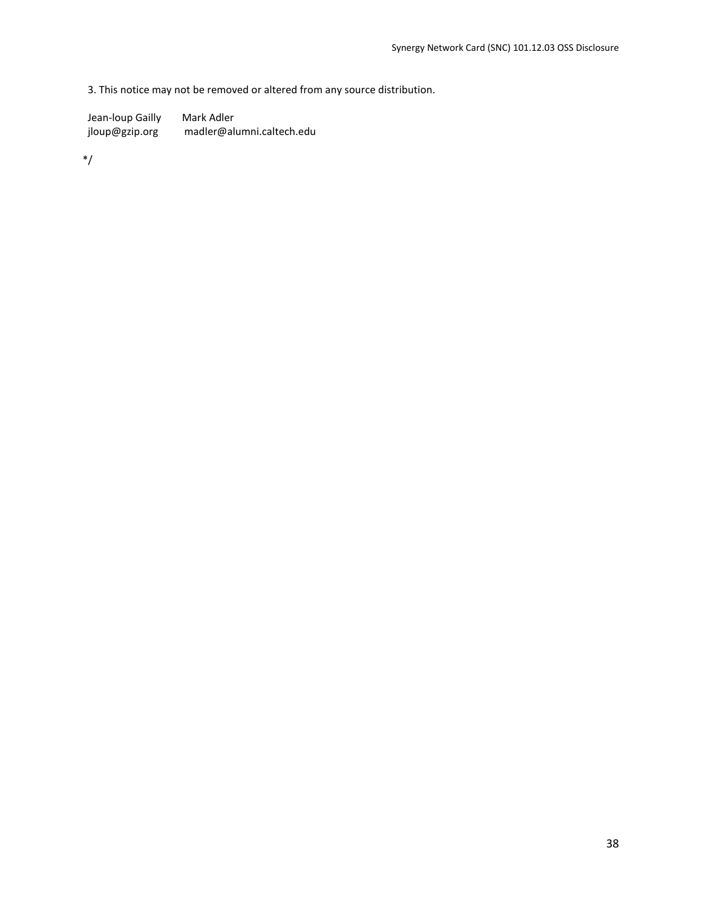3. This notice may not be removed or altered from any source distribution.

Jean-loup Gailly        Mark Adler
jloup@gzip.org          madler@alumni.caltech.edu

*/